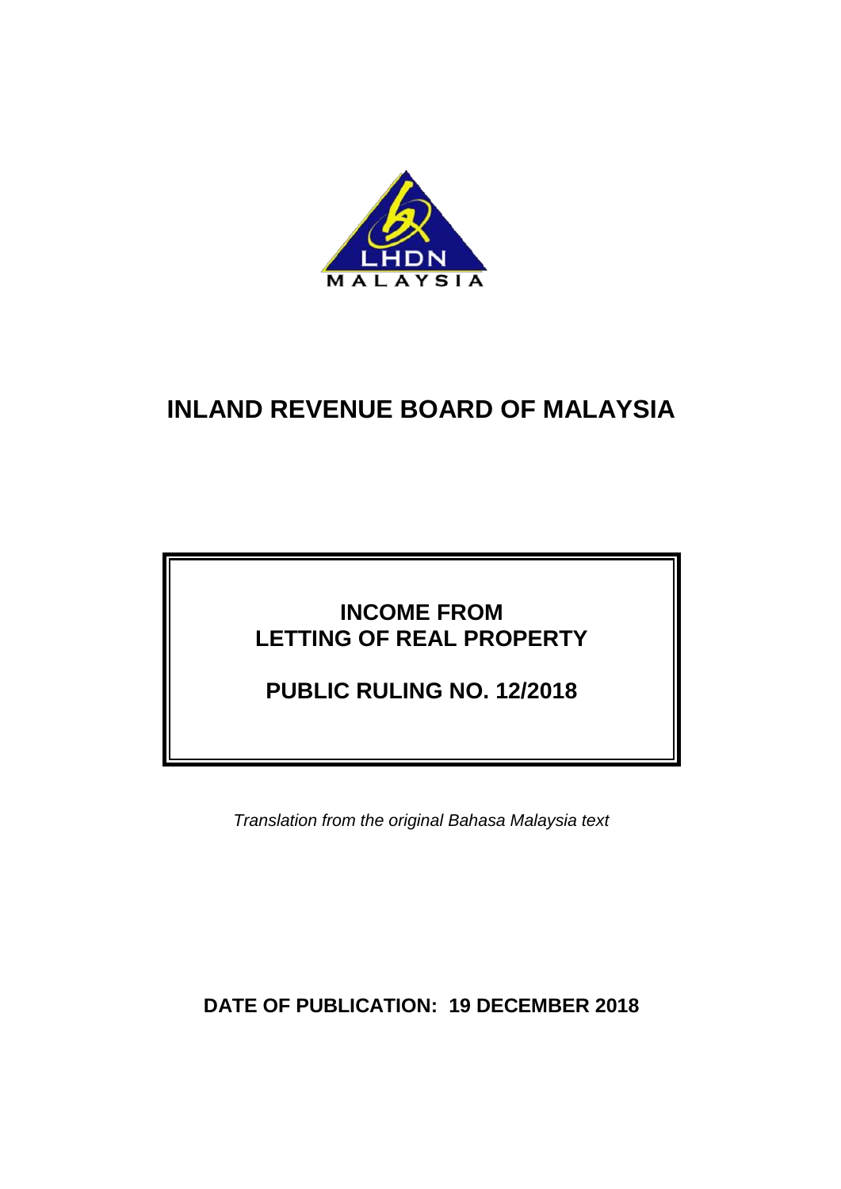LHDN MALAYSIA

# INLAND REVENUE BOARD OF MALAYSIA

## INCOME FROM LETTING OF REAL PROPERTY

## PUBLIC RULING NO. 12/2018

*Translation from the original Bahasa Malaysia text*

**DATE OF PUBLICATION: 19 DECEMBER 2018**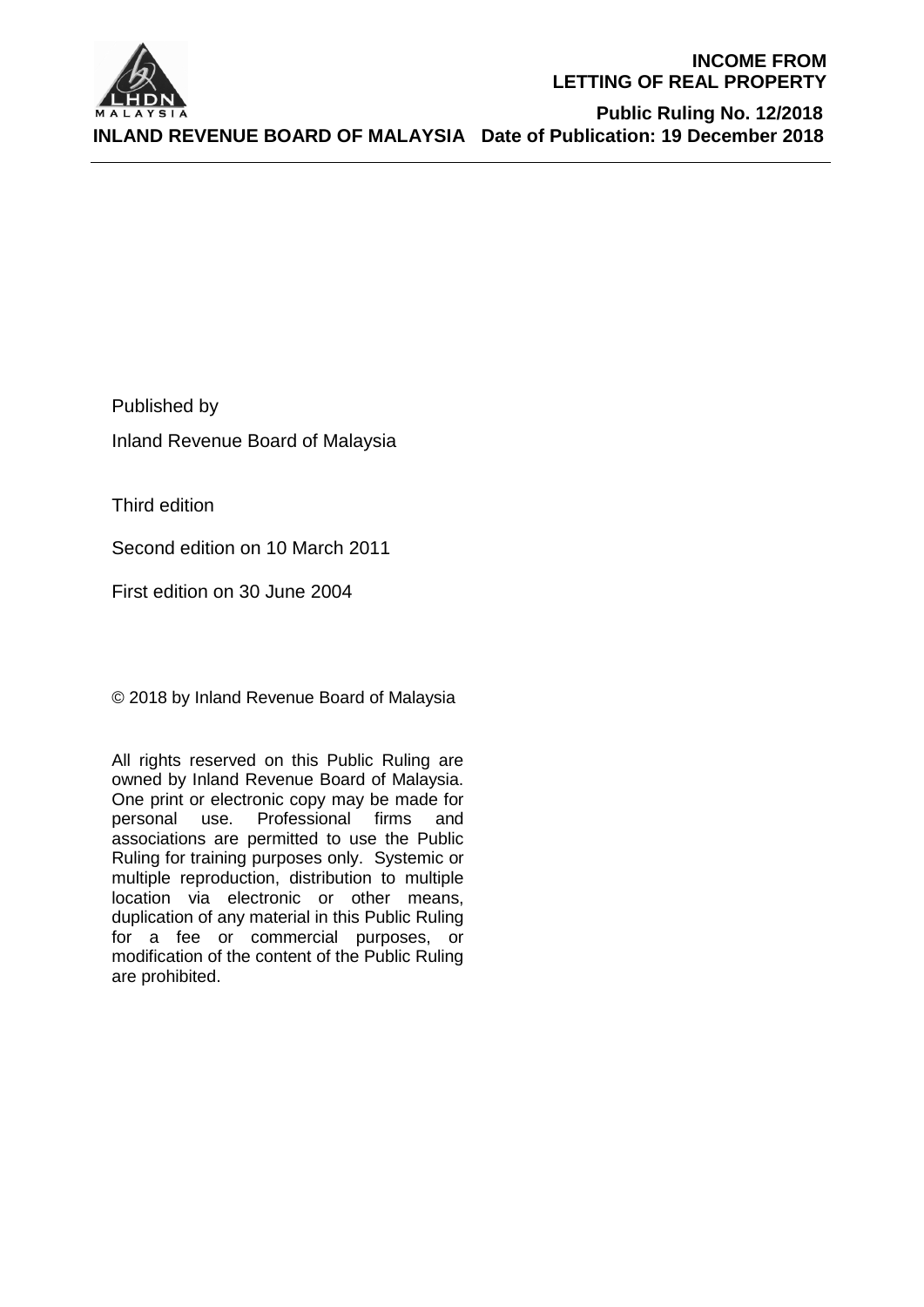Published by

Inland Revenue Board of Malaysia

Third edition

Second edition on 10 March 2011

First edition on 30 June 2004

© 2018 by Inland Revenue Board of Malaysia

All rights reserved on this Public Ruling are owned by Inland Revenue Board of Malaysia. One print or electronic copy may be made for personal use. Professional firms and associations are permitted to use the Public Ruling for training purposes only. Systemic or multiple reproduction, distribution to multiple location via electronic or other means, duplication of any material in this Public Ruling for a fee or commercial purposes, or modification of the content of the Public Ruling are prohibited.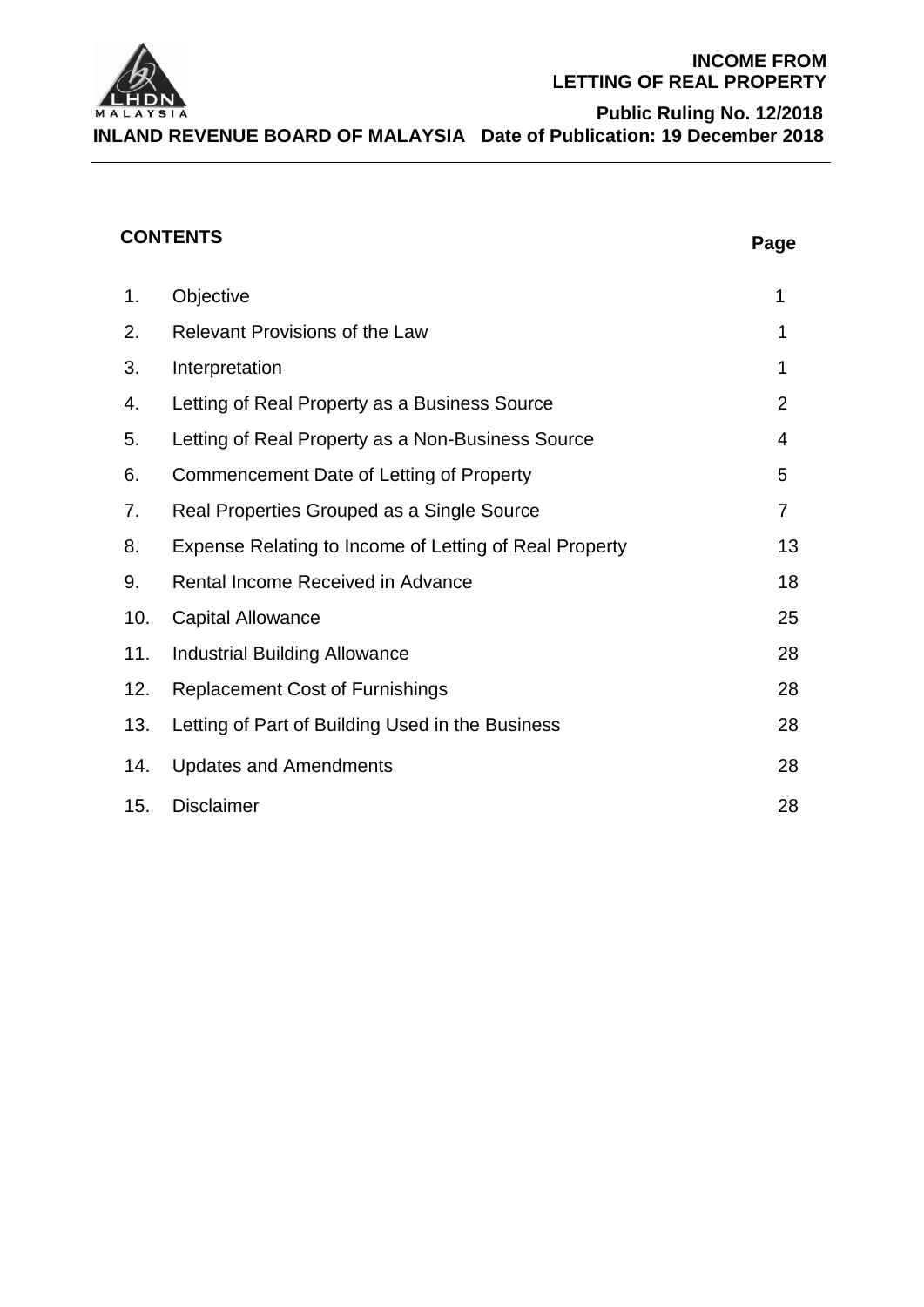## CONTENTS

| | | Page |
|---|---|---|
| 1. | Objective | 1 |
| 2. | Relevant Provisions of the Law | 1 |
| 3. | Interpretation | 1 |
| 4. | Letting of Real Property as a Business Source | 2 |
| 5. | Letting of Real Property as a Non-Business Source | 4 |
| 6. | Commencement Date of Letting of Property | 5 |
| 7. | Real Properties Grouped as a Single Source | 7 |
| 8. | Expense Relating to Income of Letting of Real Property | 13 |
| 9. | Rental Income Received in Advance | 18 |
| 10. | Capital Allowance | 25 |
| 11. | Industrial Building Allowance | 28 |
| 12. | Replacement Cost of Furnishings | 28 |
| 13. | Letting of Part of Building Used in the Business | 28 |
| 14. | Updates and Amendments | 28 |
| 15. | Disclaimer | 28 |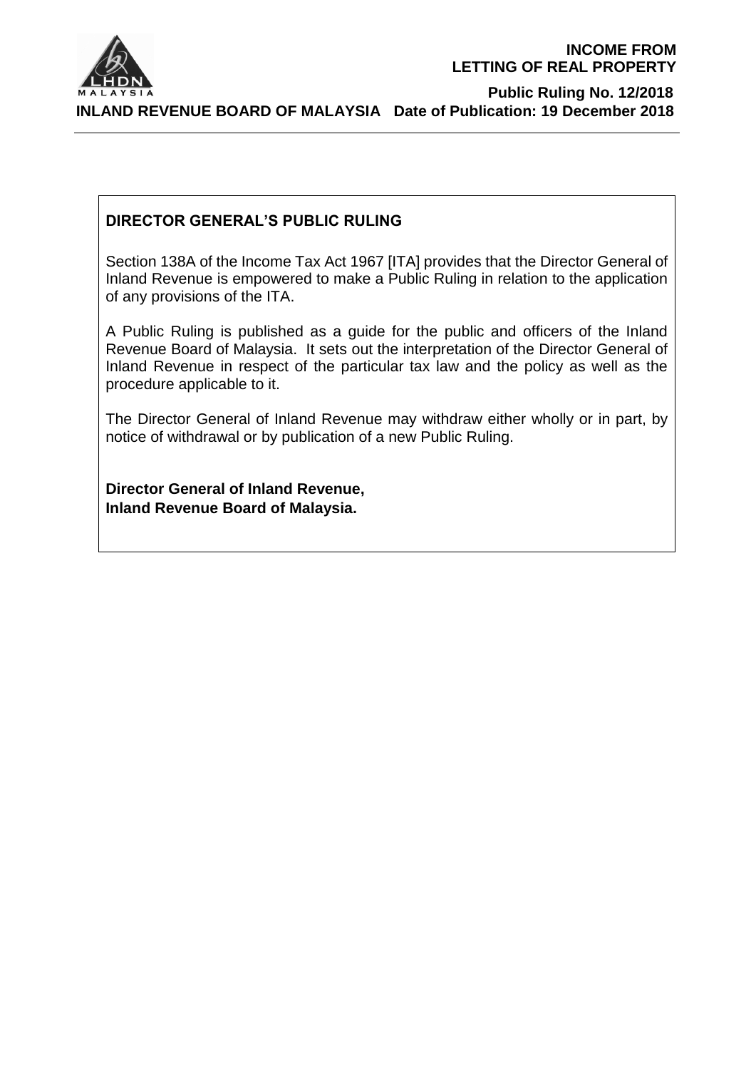**DIRECTOR GENERAL'S PUBLIC RULING**

Section 138A of the Income Tax Act 1967 [ITA] provides that the Director General of Inland Revenue is empowered to make a Public Ruling in relation to the application of any provisions of the ITA.

A Public Ruling is published as a guide for the public and officers of the Inland Revenue Board of Malaysia. It sets out the interpretation of the Director General of Inland Revenue in respect of the particular tax law and the policy as well as the procedure applicable to it.

The Director General of Inland Revenue may withdraw either wholly or in part, by notice of withdrawal or by publication of a new Public Ruling.

**Director General of Inland Revenue,**
**Inland Revenue Board of Malaysia.**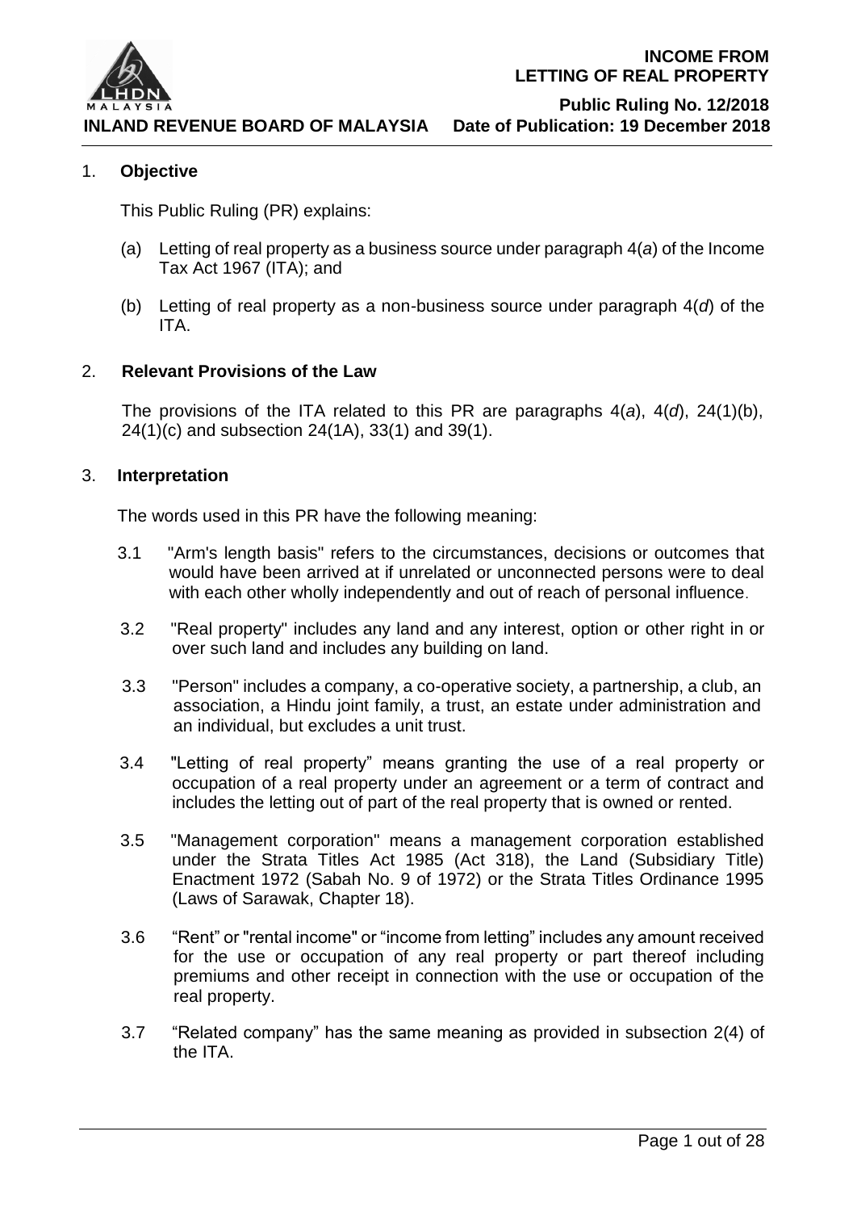## 1. Objective

This Public Ruling (PR) explains:

(a) Letting of real property as a business source under paragraph 4(*a*) of the Income Tax Act 1967 (ITA); and

(b) Letting of real property as a non-business source under paragraph 4(*d*) of the ITA.

## 2. Relevant Provisions of the Law

The provisions of the ITA related to this PR are paragraphs 4(*a*), 4(*d*), 24(1)(b), 24(1)(c) and subsection 24(1A), 33(1) and 39(1).

## 3. Interpretation

The words used in this PR have the following meaning:

3.1 "Arm's length basis" refers to the circumstances, decisions or outcomes that would have been arrived at if unrelated or unconnected persons were to deal with each other wholly independently and out of reach of personal influence.

3.2 "Real property" includes any land and any interest, option or other right in or over such land and includes any building on land.

3.3 "Person" includes a company, a co-operative society, a partnership, a club, an association, a Hindu joint family, a trust, an estate under administration and an individual, but excludes a unit trust.

3.4 "Letting of real property" means granting the use of a real property or occupation of a real property under an agreement or a term of contract and includes the letting out of part of the real property that is owned or rented.

3.5 "Management corporation" means a management corporation established under the Strata Titles Act 1985 (Act 318), the Land (Subsidiary Title) Enactment 1972 (Sabah No. 9 of 1972) or the Strata Titles Ordinance 1995 (Laws of Sarawak, Chapter 18).

3.6 "Rent" or "rental income" or "income from letting" includes any amount received for the use or occupation of any real property or part thereof including premiums and other receipt in connection with the use or occupation of the real property.

3.7 "Related company" has the same meaning as provided in subsection 2(4) of the ITA.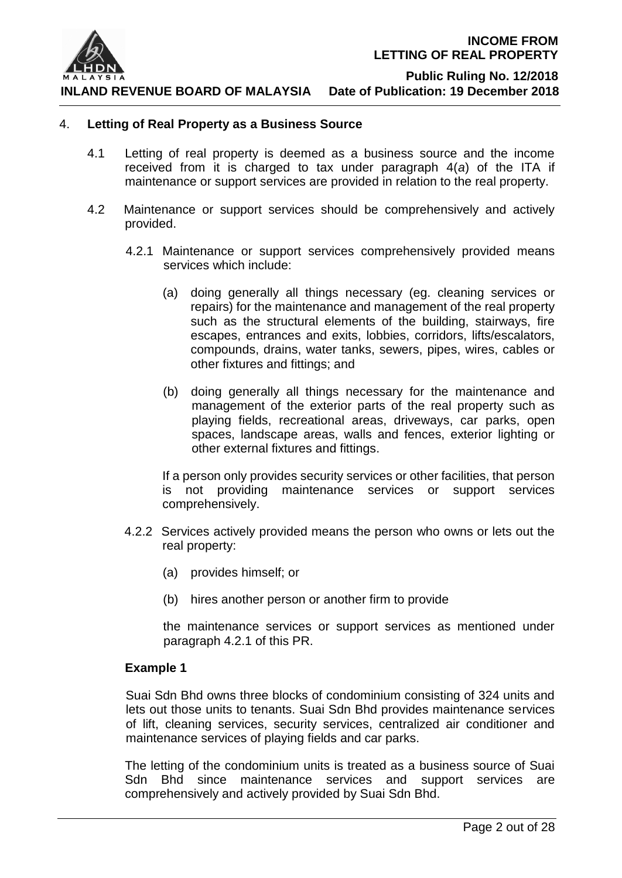## 4. Letting of Real Property as a Business Source

4.1 Letting of real property is deemed as a business source and the income received from it is charged to tax under paragraph 4(*a*) of the ITA if maintenance or support services are provided in relation to the real property.

4.2 Maintenance or support services should be comprehensively and actively provided.

4.2.1 Maintenance or support services comprehensively provided means services which include:

(a) doing generally all things necessary (eg. cleaning services or repairs) for the maintenance and management of the real property such as the structural elements of the building, stairways, fire escapes, entrances and exits, lobbies, corridors, lifts/escalators, compounds, drains, water tanks, sewers, pipes, wires, cables or other fixtures and fittings; and

(b) doing generally all things necessary for the maintenance and management of the exterior parts of the real property such as playing fields, recreational areas, driveways, car parks, open spaces, landscape areas, walls and fences, exterior lighting or other external fixtures and fittings.

If a person only provides security services or other facilities, that person is not providing maintenance services or support services comprehensively.

4.2.2 Services actively provided means the person who owns or lets out the real property:

(a) provides himself; or

(b) hires another person or another firm to provide

the maintenance services or support services as mentioned under paragraph 4.2.1 of this PR.

**Example 1**

Suai Sdn Bhd owns three blocks of condominium consisting of 324 units and lets out those units to tenants. Suai Sdn Bhd provides maintenance services of lift, cleaning services, security services, centralized air conditioner and maintenance services of playing fields and car parks.

The letting of the condominium units is treated as a business source of Suai Sdn Bhd since maintenance services and support services are comprehensively and actively provided by Suai Sdn Bhd.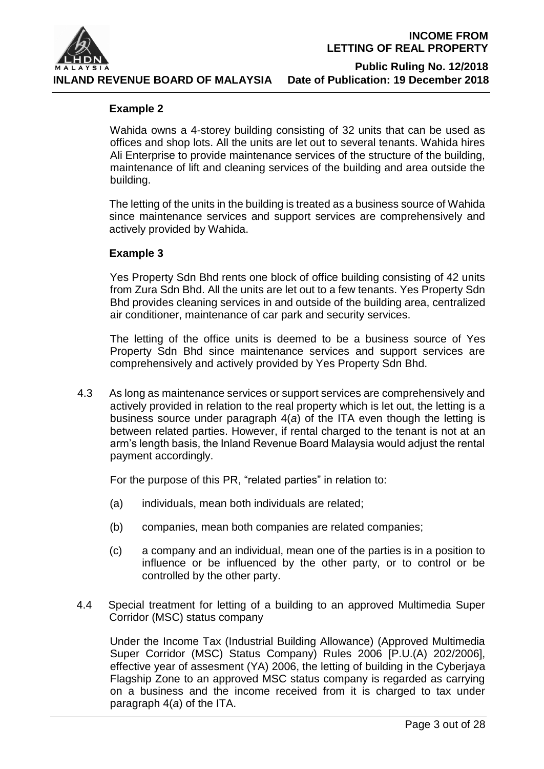**Example 2**

Wahida owns a 4-storey building consisting of 32 units that can be used as offices and shop lots. All the units are let out to several tenants. Wahida hires Ali Enterprise to provide maintenance services of the structure of the building, maintenance of lift and cleaning services of the building and area outside the building.

The letting of the units in the building is treated as a business source of Wahida since maintenance services and support services are comprehensively and actively provided by Wahida.

**Example 3**

Yes Property Sdn Bhd rents one block of office building consisting of 42 units from Zura Sdn Bhd. All the units are let out to a few tenants. Yes Property Sdn Bhd provides cleaning services in and outside of the building area, centralized air conditioner, maintenance of car park and security services.

The letting of the office units is deemed to be a business source of Yes Property Sdn Bhd since maintenance services and support services are comprehensively and actively provided by Yes Property Sdn Bhd.

4.3 As long as maintenance services or support services are comprehensively and actively provided in relation to the real property which is let out, the letting is a business source under paragraph 4(*a*) of the ITA even though the letting is between related parties. However, if rental charged to the tenant is not at an arm's length basis, the Inland Revenue Board Malaysia would adjust the rental payment accordingly.

For the purpose of this PR, "related parties" in relation to:

(a) individuals, mean both individuals are related;

(b) companies, mean both companies are related companies;

(c) a company and an individual, mean one of the parties is in a position to influence or be influenced by the other party, or to control or be controlled by the other party.

4.4 Special treatment for letting of a building to an approved Multimedia Super Corridor (MSC) status company

Under the Income Tax (Industrial Building Allowance) (Approved Multimedia Super Corridor (MSC) Status Company) Rules 2006 [P.U.(A) 202/2006], effective year of assesment (YA) 2006, the letting of building in the Cyberjaya Flagship Zone to an approved MSC status company is regarded as carrying on a business and the income received from it is charged to tax under paragraph 4(*a*) of the ITA.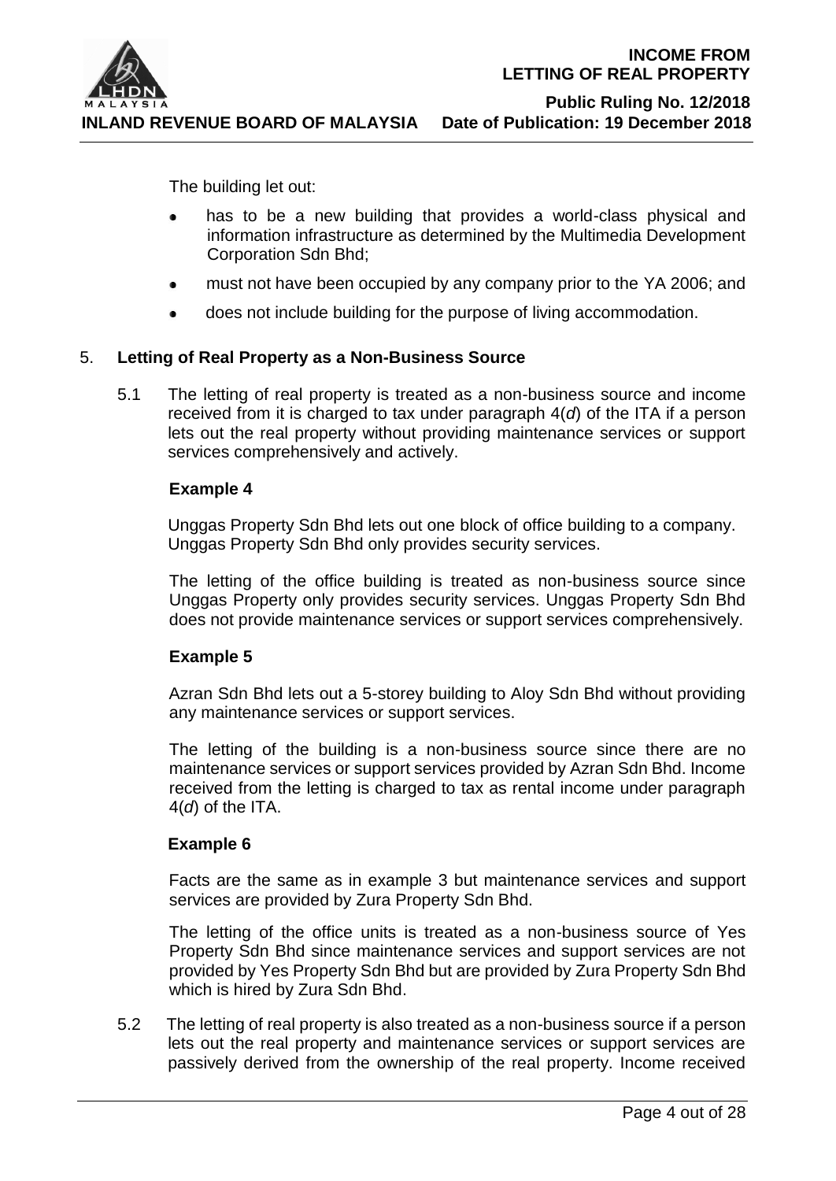The building let out:

- has to be a new building that provides a world-class physical and information infrastructure as determined by the Multimedia Development Corporation Sdn Bhd;
- must not have been occupied by any company prior to the YA 2006; and
- does not include building for the purpose of living accommodation.

## 5. Letting of Real Property as a Non-Business Source

5.1 The letting of real property is treated as a non-business source and income received from it is charged to tax under paragraph 4(*d*) of the ITA if a person lets out the real property without providing maintenance services or support services comprehensively and actively.

**Example 4**

Unggas Property Sdn Bhd lets out one block of office building to a company. Unggas Property Sdn Bhd only provides security services.

The letting of the office building is treated as non-business source since Unggas Property only provides security services. Unggas Property Sdn Bhd does not provide maintenance services or support services comprehensively.

**Example 5**

Azran Sdn Bhd lets out a 5-storey building to Aloy Sdn Bhd without providing any maintenance services or support services.

The letting of the building is a non-business source since there are no maintenance services or support services provided by Azran Sdn Bhd. Income received from the letting is charged to tax as rental income under paragraph 4(*d*) of the ITA.

**Example 6**

Facts are the same as in example 3 but maintenance services and support services are provided by Zura Property Sdn Bhd.

The letting of the office units is treated as a non-business source of Yes Property Sdn Bhd since maintenance services and support services are not provided by Yes Property Sdn Bhd but are provided by Zura Property Sdn Bhd which is hired by Zura Sdn Bhd.

5.2 The letting of real property is also treated as a non-business source if a person lets out the real property and maintenance services or support services are passively derived from the ownership of the real property. Income received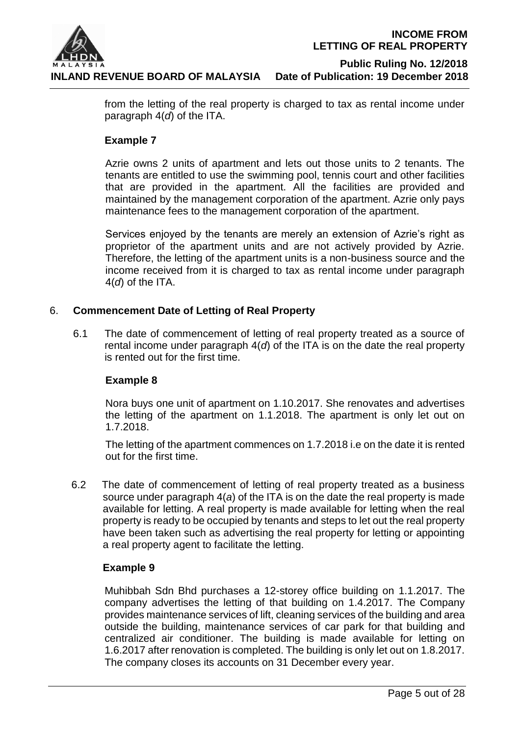from the letting of the real property is charged to tax as rental income under paragraph 4(*d*) of the ITA.

**Example 7**

Azrie owns 2 units of apartment and lets out those units to 2 tenants. The tenants are entitled to use the swimming pool, tennis court and other facilities that are provided in the apartment. All the facilities are provided and maintained by the management corporation of the apartment. Azrie only pays maintenance fees to the management corporation of the apartment.

Services enjoyed by the tenants are merely an extension of Azrie's right as proprietor of the apartment units and are not actively provided by Azrie. Therefore, the letting of the apartment units is a non-business source and the income received from it is charged to tax as rental income under paragraph 4(*d*) of the ITA.

## 6. Commencement Date of Letting of Real Property

6.1 The date of commencement of letting of real property treated as a source of rental income under paragraph 4(*d*) of the ITA is on the date the real property is rented out for the first time.

**Example 8**

Nora buys one unit of apartment on 1.10.2017. She renovates and advertises the letting of the apartment on 1.1.2018. The apartment is only let out on 1.7.2018.

The letting of the apartment commences on 1.7.2018 i.e on the date it is rented out for the first time.

6.2 The date of commencement of letting of real property treated as a business source under paragraph 4(*a*) of the ITA is on the date the real property is made available for letting. A real property is made available for letting when the real property is ready to be occupied by tenants and steps to let out the real property have been taken such as advertising the real property for letting or appointing a real property agent to facilitate the letting.

**Example 9**

Muhibbah Sdn Bhd purchases a 12-storey office building on 1.1.2017. The company advertises the letting of that building on 1.4.2017. The Company provides maintenance services of lift, cleaning services of the building and area outside the building, maintenance services of car park for that building and centralized air conditioner. The building is made available for letting on 1.6.2017 after renovation is completed. The building is only let out on 1.8.2017. The company closes its accounts on 31 December every year.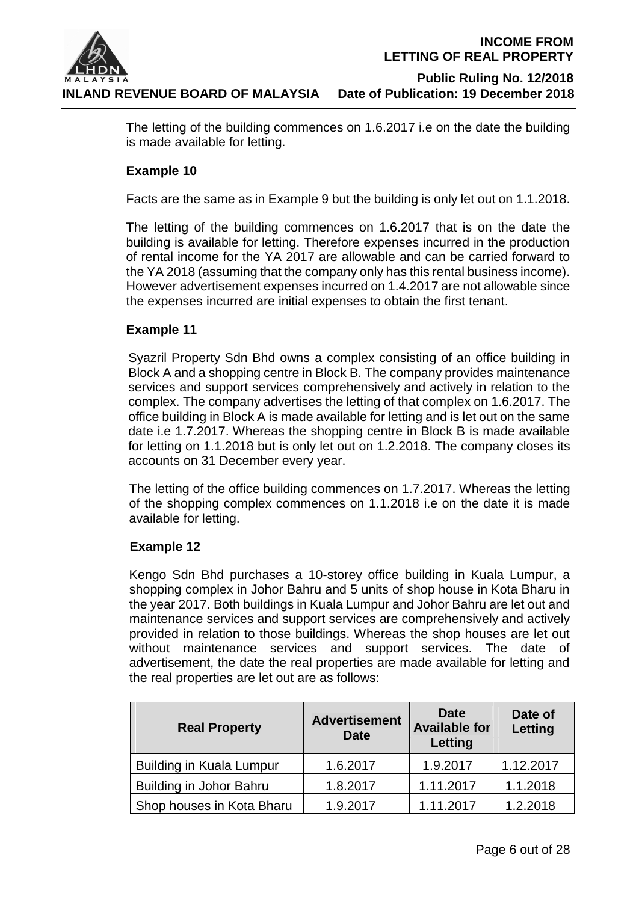The letting of the building commences on 1.6.2017 i.e on the date the building is made available for letting.

**Example 10**

Facts are the same as in Example 9 but the building is only let out on 1.1.2018.

The letting of the building commences on 1.6.2017 that is on the date the building is available for letting. Therefore expenses incurred in the production of rental income for the YA 2017 are allowable and can be carried forward to the YA 2018 (assuming that the company only has this rental business income). However advertisement expenses incurred on 1.4.2017 are not allowable since the expenses incurred are initial expenses to obtain the first tenant.

**Example 11**

Syazril Property Sdn Bhd owns a complex consisting of an office building in Block A and a shopping centre in Block B. The company provides maintenance services and support services comprehensively and actively in relation to the complex. The company advertises the letting of that complex on 1.6.2017. The office building in Block A is made available for letting and is let out on the same date i.e 1.7.2017. Whereas the shopping centre in Block B is made available for letting on 1.1.2018 but is only let out on 1.2.2018. The company closes its accounts on 31 December every year.

The letting of the office building commences on 1.7.2017. Whereas the letting of the shopping complex commences on 1.1.2018 i.e on the date it is made available for letting.

**Example 12**

Kengo Sdn Bhd purchases a 10-storey office building in Kuala Lumpur, a shopping complex in Johor Bahru and 5 units of shop house in Kota Bharu in the year 2017. Both buildings in Kuala Lumpur and Johor Bahru are let out and maintenance services and support services are comprehensively and actively provided in relation to those buildings. Whereas the shop houses are let out without maintenance services and support services. The date of advertisement, the date the real properties are made available for letting and the real properties are let out are as follows:

| Real Property | Advertisement Date | Date Available for Letting | Date of Letting |
|---|---|---|---|
| Building in Kuala Lumpur | 1.6.2017 | 1.9.2017 | 1.12.2017 |
| Building in Johor Bahru | 1.8.2017 | 1.11.2017 | 1.1.2018 |
| Shop houses in Kota Bharu | 1.9.2017 | 1.11.2017 | 1.2.2018 |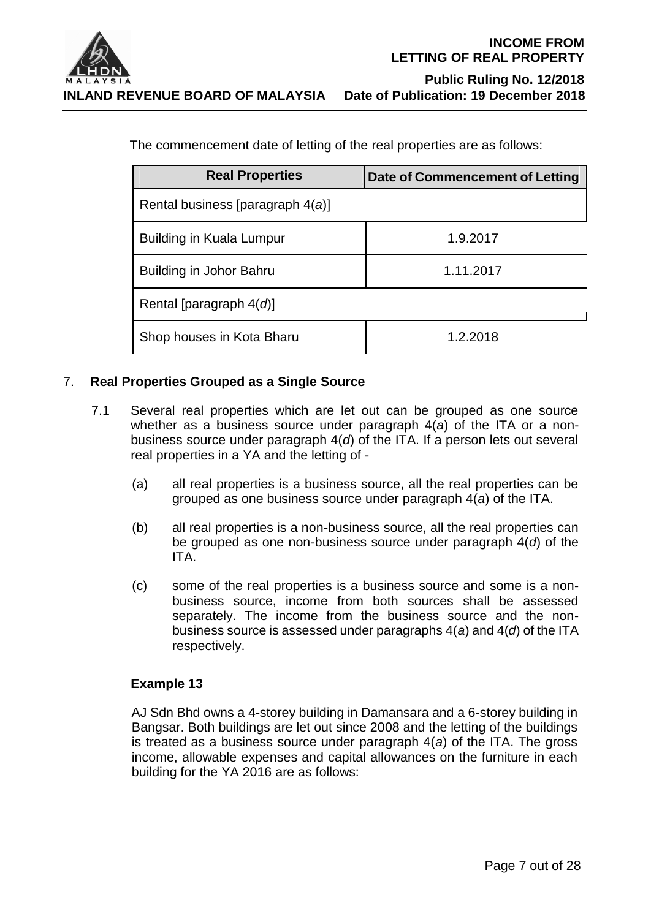The commencement date of letting of the real properties are as follows:

| Real Properties | Date of Commencement of Letting |
|---|---|
| Rental business [paragraph 4(*a*)] | |
| Building in Kuala Lumpur | 1.9.2017 |
| Building in Johor Bahru | 1.11.2017 |
| Rental [paragraph 4(*d*)] | |
| Shop houses in Kota Bharu | 1.2.2018 |

## 7. Real Properties Grouped as a Single Source

7.1 Several real properties which are let out can be grouped as one source whether as a business source under paragraph 4(*a*) of the ITA or a non-business source under paragraph 4(*d*) of the ITA. If a person lets out several real properties in a YA and the letting of -

(a) all real properties is a business source, all the real properties can be grouped as one business source under paragraph 4(*a*) of the ITA.

(b) all real properties is a non-business source, all the real properties can be grouped as one non-business source under paragraph 4(*d*) of the ITA.

(c) some of the real properties is a business source and some is a non-business source, income from both sources shall be assessed separately. The income from the business source and the non-business source is assessed under paragraphs 4(*a*) and 4(*d*) of the ITA respectively.

**Example 13**

AJ Sdn Bhd owns a 4-storey building in Damansara and a 6-storey building in Bangsar. Both buildings are let out since 2008 and the letting of the buildings is treated as a business source under paragraph 4(*a*) of the ITA. The gross income, allowable expenses and capital allowances on the furniture in each building for the YA 2016 are as follows: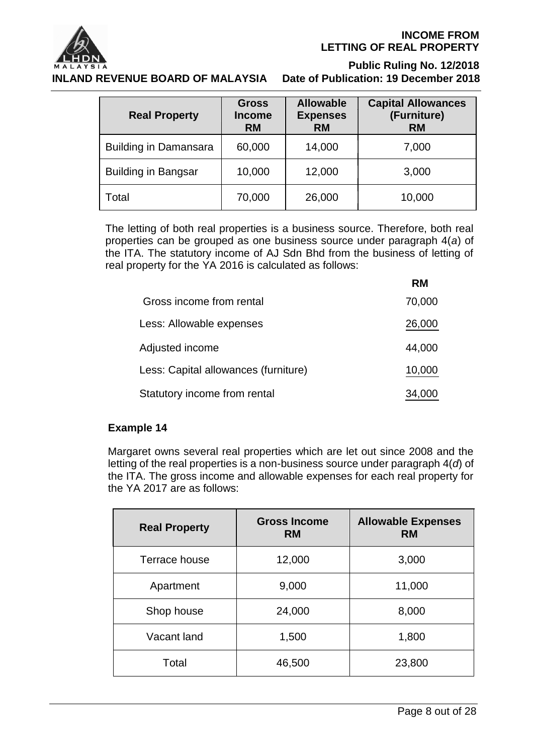| Real Property | Gross Income RM | Allowable Expenses RM | Capital Allowances (Furniture) RM |
|---|---|---|---|
| Building in Damansara | 60,000 | 14,000 | 7,000 |
| Building in Bangsar | 10,000 | 12,000 | 3,000 |
| Total | 70,000 | 26,000 | 10,000 |

The letting of both real properties is a business source. Therefore, both real properties can be grouped as one business source under paragraph 4(*a*) of the ITA. The statutory income of AJ Sdn Bhd from the business of letting of real property for the YA 2016 is calculated as follows:

| | RM |
|---|---|
| Gross income from rental | 70,000 |
| Less: Allowable expenses | 26,000 |
| Adjusted income | 44,000 |
| Less: Capital allowances (furniture) | 10,000 |
| Statutory income from rental | 34,000 |

**Example 14**

Margaret owns several real properties which are let out since 2008 and the letting of the real properties is a non-business source under paragraph 4(*d*) of the ITA. The gross income and allowable expenses for each real property for the YA 2017 are as follows:

| Real Property | Gross Income RM | Allowable Expenses RM |
|---|---|---|
| Terrace house | 12,000 | 3,000 |
| Apartment | 9,000 | 11,000 |
| Shop house | 24,000 | 8,000 |
| Vacant land | 1,500 | 1,800 |
| Total | 46,500 | 23,800 |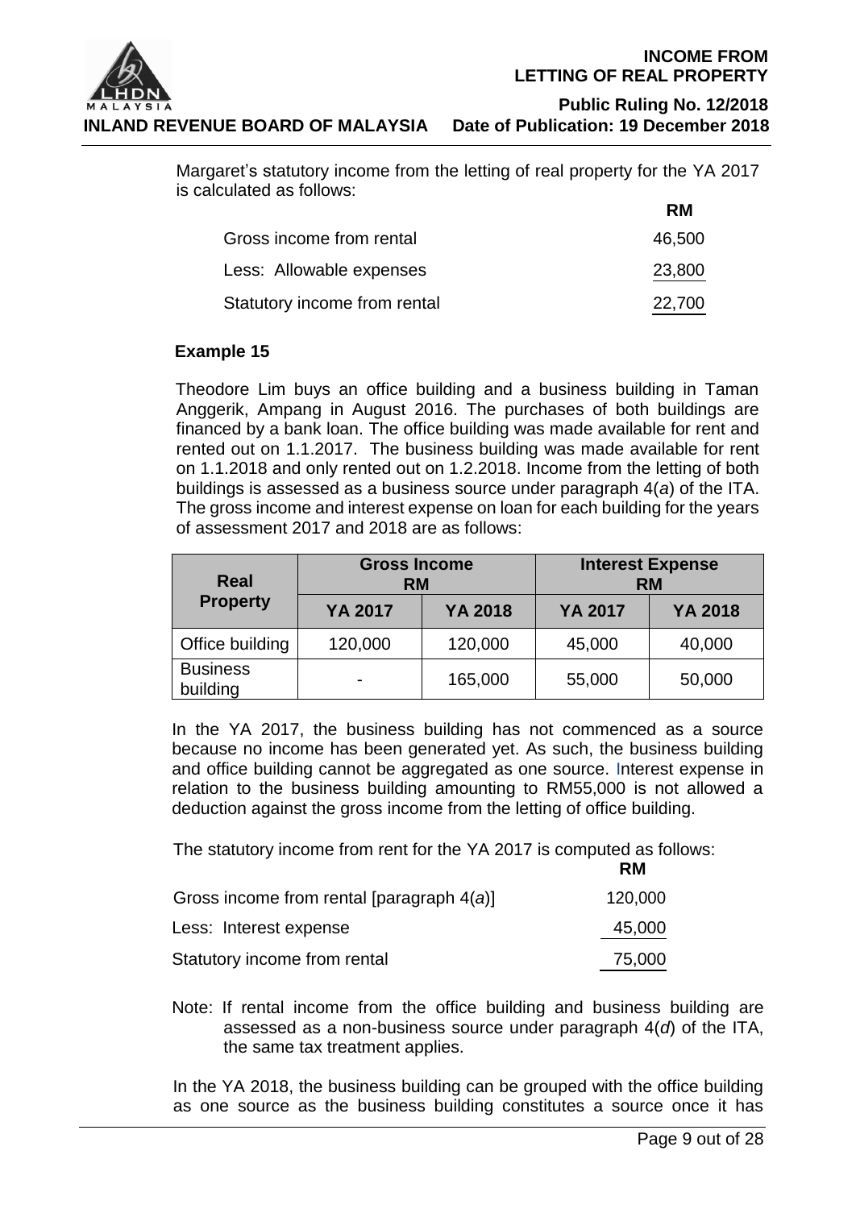Margaret's statutory income from the letting of real property for the YA 2017 is calculated as follows:

| | RM |
|---|---|
| Gross income from rental | 46,500 |
| Less: Allowable expenses | 23,800 |
| Statutory income from rental | 22,700 |

**Example 15**

Theodore Lim buys an office building and a business building in Taman Anggerik, Ampang in August 2016. The purchases of both buildings are financed by a bank loan. The office building was made available for rent and rented out on 1.1.2017. The business building was made available for rent on 1.1.2018 and only rented out on 1.2.2018. Income from the letting of both buildings is assessed as a business source under paragraph 4(*a*) of the ITA. The gross income and interest expense on loan for each building for the years of assessment 2017 and 2018 are as follows:

| Real Property | Gross Income RM | | Interest Expense RM | |
|---|---|---|---|---|
| | YA 2017 | YA 2018 | YA 2017 | YA 2018 |
| Office building | 120,000 | 120,000 | 45,000 | 40,000 |
| Business building | - | 165,000 | 55,000 | 50,000 |

In the YA 2017, the business building has not commenced as a source because no income has been generated yet. As such, the business building and office building cannot be aggregated as one source. Interest expense in relation to the business building amounting to RM55,000 is not allowed a deduction against the gross income from the letting of office building.

The statutory income from rent for the YA 2017 is computed as follows:

| | RM |
|---|---|
| Gross income from rental [paragraph 4(*a*)] | 120,000 |
| Less: Interest expense | 45,000 |
| Statutory income from rental | 75,000 |

Note: If rental income from the office building and business building are assessed as a non-business source under paragraph 4(*d*) of the ITA, the same tax treatment applies.

In the YA 2018, the business building can be grouped with the office building as one source as the business building constitutes a source once it has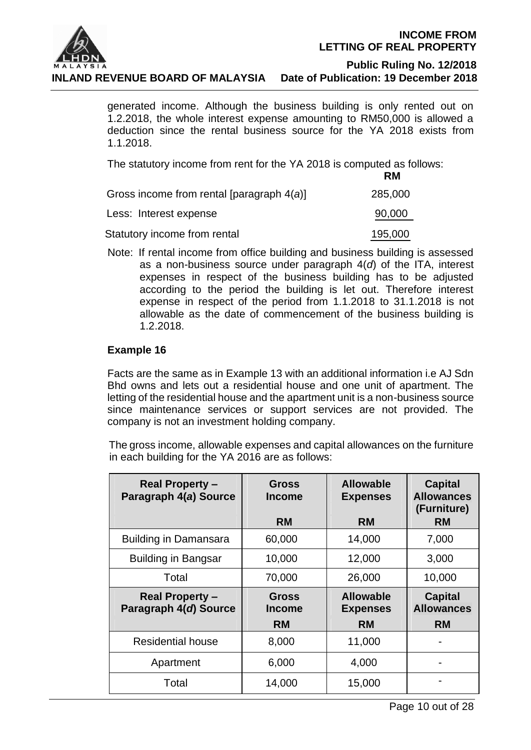generated income. Although the business building is only rented out on 1.2.2018, the whole interest expense amounting to RM50,000 is allowed a deduction since the rental business source for the YA 2018 exists from 1.1.2018.

The statutory income from rent for the YA 2018 is computed as follows:

| | RM |
|---|---|
| Gross income from rental [paragraph 4(*a*)] | 285,000 |
| Less: Interest expense | 90,000 |
| Statutory income from rental | 195,000 |

Note: If rental income from office building and business building is assessed as a non-business source under paragraph 4(*d*) of the ITA, interest expenses in respect of the business building has to be adjusted according to the period the building is let out. Therefore interest expense in respect of the period from 1.1.2018 to 31.1.2018 is not allowable as the date of commencement of the business building is 1.2.2018.

**Example 16**

Facts are the same as in Example 13 with an additional information i.e AJ Sdn Bhd owns and lets out a residential house and one unit of apartment. The letting of the residential house and the apartment unit is a non-business source since maintenance services or support services are not provided. The company is not an investment holding company.

The gross income, allowable expenses and capital allowances on the furniture in each building for the YA 2016 are as follows:

| Real Property – Paragraph 4(*a*) Source | Gross Income RM | Allowable Expenses RM | Capital Allowances (Furniture) RM |
|---|---|---|---|
| Building in Damansara | 60,000 | 14,000 | 7,000 |
| Building in Bangsar | 10,000 | 12,000 | 3,000 |
| Total | 70,000 | 26,000 | 10,000 |
| **Real Property – Paragraph 4(*d*) Source** | **Gross Income RM** | **Allowable Expenses RM** | **Capital Allowances RM** |
| Residential house | 8,000 | 11,000 | - |
| Apartment | 6,000 | 4,000 | - |
| Total | 14,000 | 15,000 | - |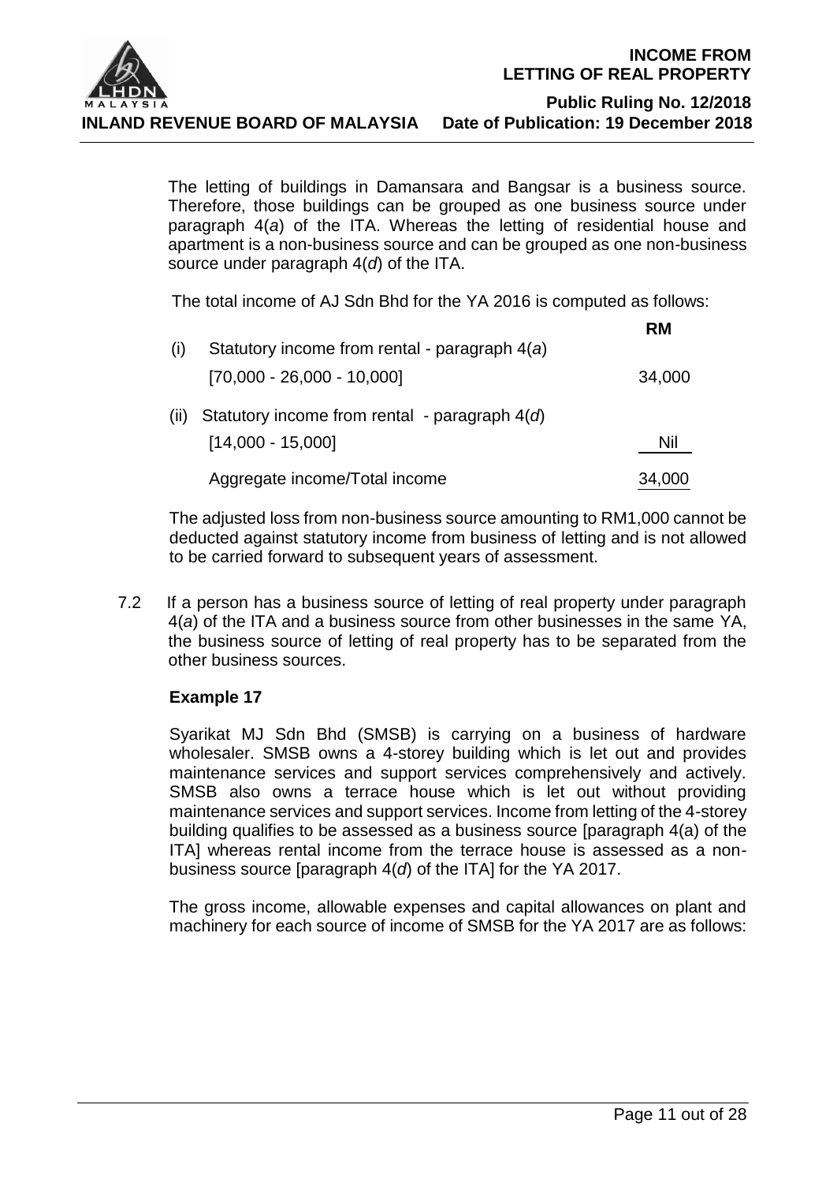The letting of buildings in Damansara and Bangsar is a business source. Therefore, those buildings can be grouped as one business source under paragraph 4(*a*) of the ITA. Whereas the letting of residential house and apartment is a non-business source and can be grouped as one non-business source under paragraph 4(*d*) of the ITA.

The total income of AJ Sdn Bhd for the YA 2016 is computed as follows:

| | | RM |
|---|---|---|
| (i) | Statutory income from rental - paragraph 4(*a*) | |
| | [70,000 - 26,000 - 10,000] | 34,000 |
| (ii) | Statutory income from rental - paragraph 4(*d*) | |
| | [14,000 - 15,000] | Nil |
| | Aggregate income/Total income | 34,000 |

The adjusted loss from non-business source amounting to RM1,000 cannot be deducted against statutory income from business of letting and is not allowed to be carried forward to subsequent years of assessment.

7.2 If a person has a business source of letting of real property under paragraph 4(*a*) of the ITA and a business source from other businesses in the same YA, the business source of letting of real property has to be separated from the other business sources.

**Example 17**

Syarikat MJ Sdn Bhd (SMSB) is carrying on a business of hardware wholesaler. SMSB owns a 4-storey building which is let out and provides maintenance services and support services comprehensively and actively. SMSB also owns a terrace house which is let out without providing maintenance services and support services. Income from letting of the 4-storey building qualifies to be assessed as a business source [paragraph 4(a) of the ITA] whereas rental income from the terrace house is assessed as a non-business source [paragraph 4(*d*) of the ITA] for the YA 2017.

The gross income, allowable expenses and capital allowances on plant and machinery for each source of income of SMSB for the YA 2017 are as follows: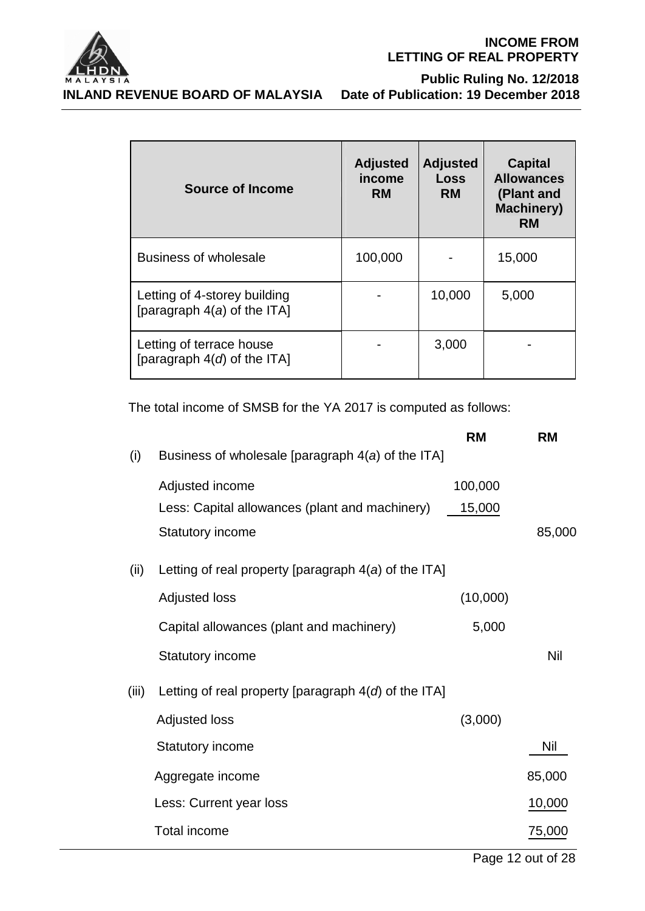| Source of Income | Adjusted income RM | Adjusted Loss RM | Capital Allowances (Plant and Machinery) RM |
|---|---|---|---|
| Business of wholesale | 100,000 | - | 15,000 |
| Letting of 4-storey building [paragraph 4(*a*) of the ITA] | - | 10,000 | 5,000 |
| Letting of terrace house [paragraph 4(*d*) of the ITA] | - | 3,000 | - |

The total income of SMSB for the YA 2017 is computed as follows:

| | | RM | RM |
|---|---|---|---|
| (i) | Business of wholesale [paragraph 4(*a*) of the ITA] | | |
| | Adjusted income | 100,000 | |
| | Less: Capital allowances (plant and machinery) | 15,000 | |
| | Statutory income | | 85,000 |
| (ii) | Letting of real property [paragraph 4(*a*) of the ITA] | | |
| | Adjusted loss | (10,000) | |
| | Capital allowances (plant and machinery) | 5,000 | |
| | Statutory income | | Nil |
| (iii) | Letting of real property [paragraph 4(*d*) of the ITA] | | |
| | Adjusted loss | (3,000) | |
| | Statutory income | | Nil |
| | Aggregate income | | 85,000 |
| | Less: Current year loss | | 10,000 |
| | Total income | | 75,000 |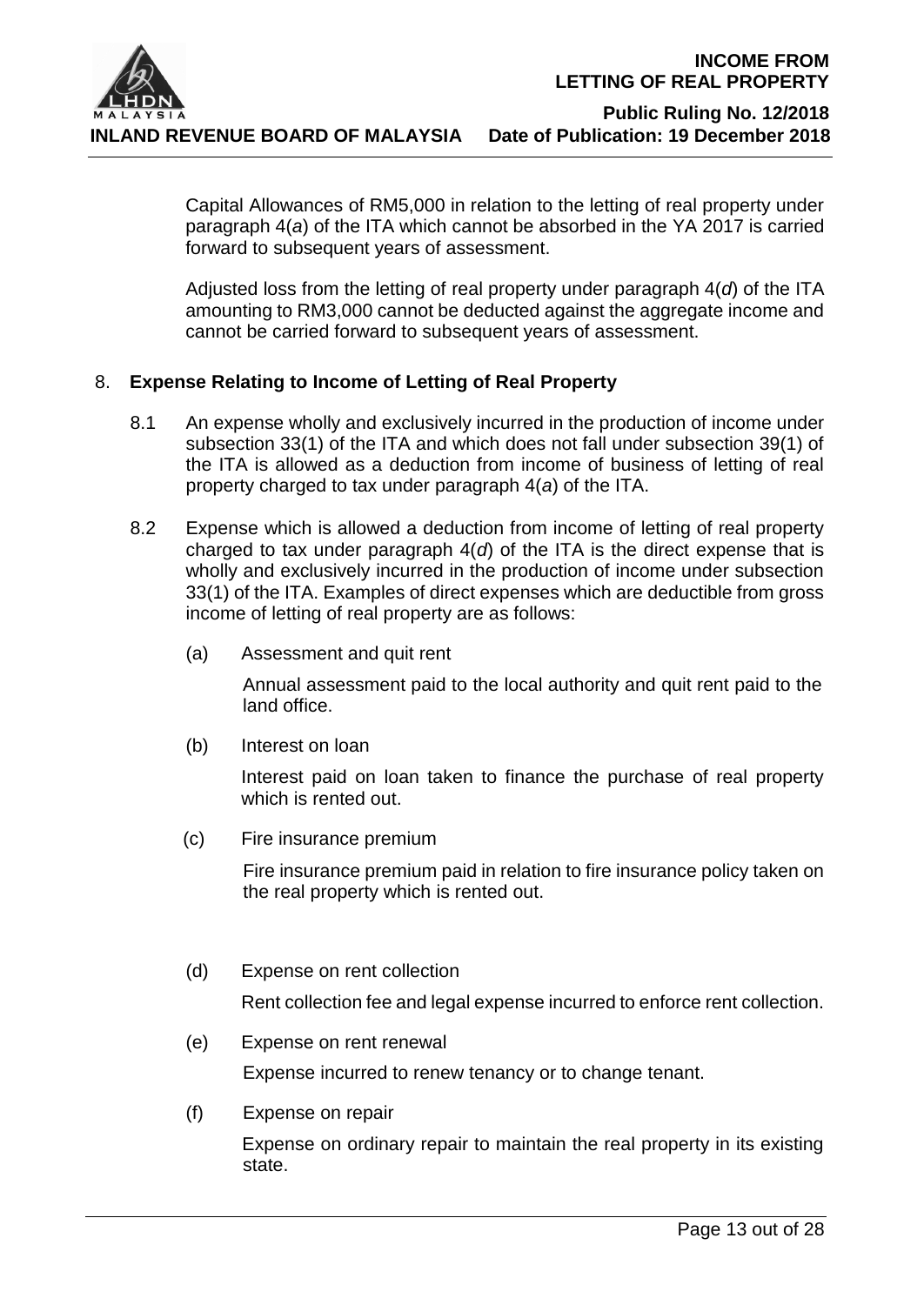Capital Allowances of RM5,000 in relation to the letting of real property under paragraph 4(*a*) of the ITA which cannot be absorbed in the YA 2017 is carried forward to subsequent years of assessment.

Adjusted loss from the letting of real property under paragraph 4(*d*) of the ITA amounting to RM3,000 cannot be deducted against the aggregate income and cannot be carried forward to subsequent years of assessment.

## 8. Expense Relating to Income of Letting of Real Property

8.1 An expense wholly and exclusively incurred in the production of income under subsection 33(1) of the ITA and which does not fall under subsection 39(1) of the ITA is allowed as a deduction from income of business of letting of real property charged to tax under paragraph 4(*a*) of the ITA.

8.2 Expense which is allowed a deduction from income of letting of real property charged to tax under paragraph 4(*d*) of the ITA is the direct expense that is wholly and exclusively incurred in the production of income under subsection 33(1) of the ITA. Examples of direct expenses which are deductible from gross income of letting of real property are as follows:

(a) Assessment and quit rent

Annual assessment paid to the local authority and quit rent paid to the land office.

(b) Interest on loan

Interest paid on loan taken to finance the purchase of real property which is rented out.

(c) Fire insurance premium

Fire insurance premium paid in relation to fire insurance policy taken on the real property which is rented out.

(d) Expense on rent collection

Rent collection fee and legal expense incurred to enforce rent collection.

(e) Expense on rent renewal

Expense incurred to renew tenancy or to change tenant.

(f) Expense on repair

Expense on ordinary repair to maintain the real property in its existing state.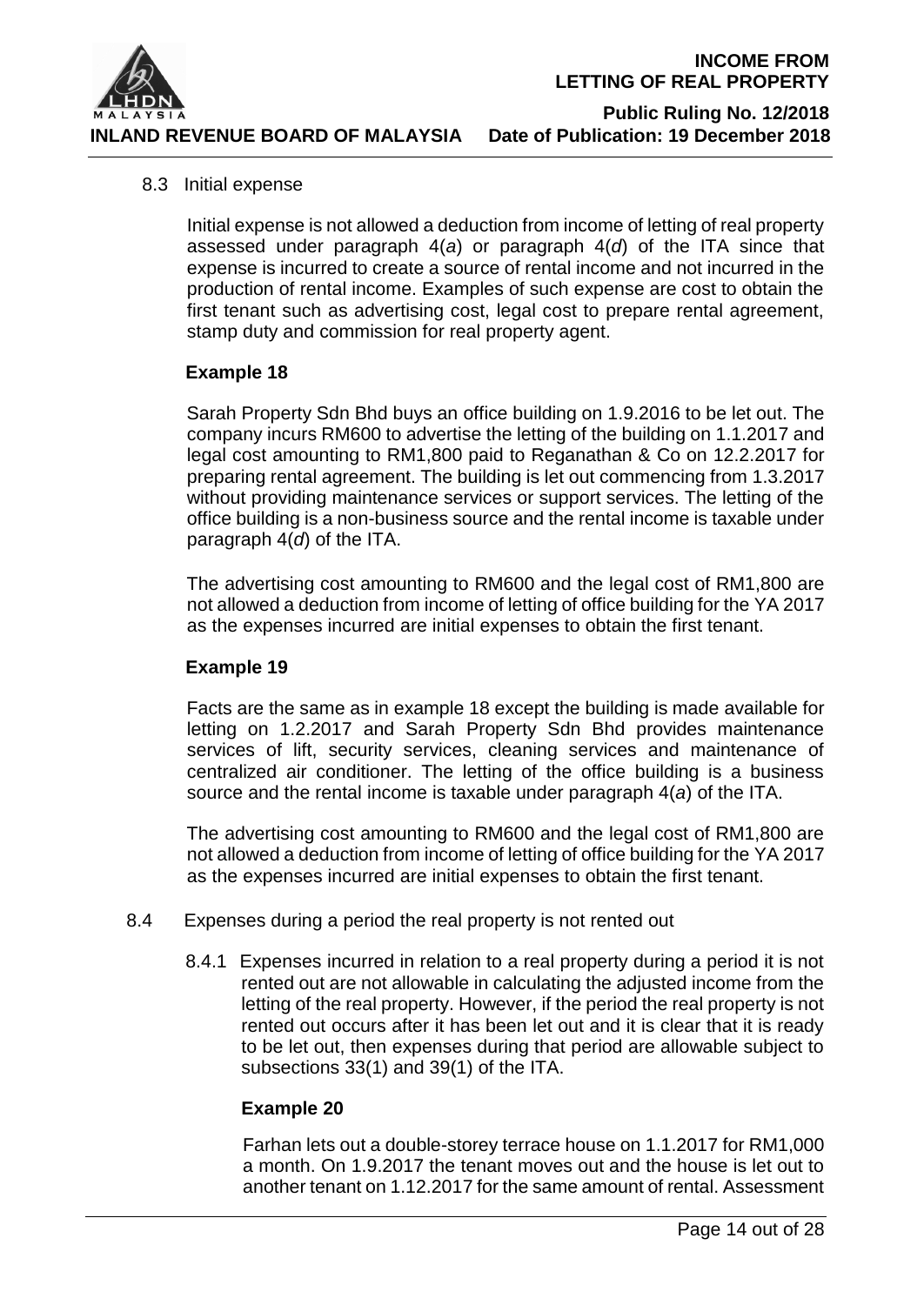8.3 Initial expense

Initial expense is not allowed a deduction from income of letting of real property assessed under paragraph 4(*a*) or paragraph 4(*d*) of the ITA since that expense is incurred to create a source of rental income and not incurred in the production of rental income. Examples of such expense are cost to obtain the first tenant such as advertising cost, legal cost to prepare rental agreement, stamp duty and commission for real property agent.

**Example 18**

Sarah Property Sdn Bhd buys an office building on 1.9.2016 to be let out. The company incurs RM600 to advertise the letting of the building on 1.1.2017 and legal cost amounting to RM1,800 paid to Reganathan & Co on 12.2.2017 for preparing rental agreement. The building is let out commencing from 1.3.2017 without providing maintenance services or support services. The letting of the office building is a non-business source and the rental income is taxable under paragraph 4(*d*) of the ITA.

The advertising cost amounting to RM600 and the legal cost of RM1,800 are not allowed a deduction from income of letting of office building for the YA 2017 as the expenses incurred are initial expenses to obtain the first tenant.

**Example 19**

Facts are the same as in example 18 except the building is made available for letting on 1.2.2017 and Sarah Property Sdn Bhd provides maintenance services of lift, security services, cleaning services and maintenance of centralized air conditioner. The letting of the office building is a business source and the rental income is taxable under paragraph 4(*a*) of the ITA.

The advertising cost amounting to RM600 and the legal cost of RM1,800 are not allowed a deduction from income of letting of office building for the YA 2017 as the expenses incurred are initial expenses to obtain the first tenant.

8.4 Expenses during a period the real property is not rented out

8.4.1 Expenses incurred in relation to a real property during a period it is not rented out are not allowable in calculating the adjusted income from the letting of the real property. However, if the period the real property is not rented out occurs after it has been let out and it is clear that it is ready to be let out, then expenses during that period are allowable subject to subsections 33(1) and 39(1) of the ITA.

**Example 20**

Farhan lets out a double-storey terrace house on 1.1.2017 for RM1,000 a month. On 1.9.2017 the tenant moves out and the house is let out to another tenant on 1.12.2017 for the same amount of rental. Assessment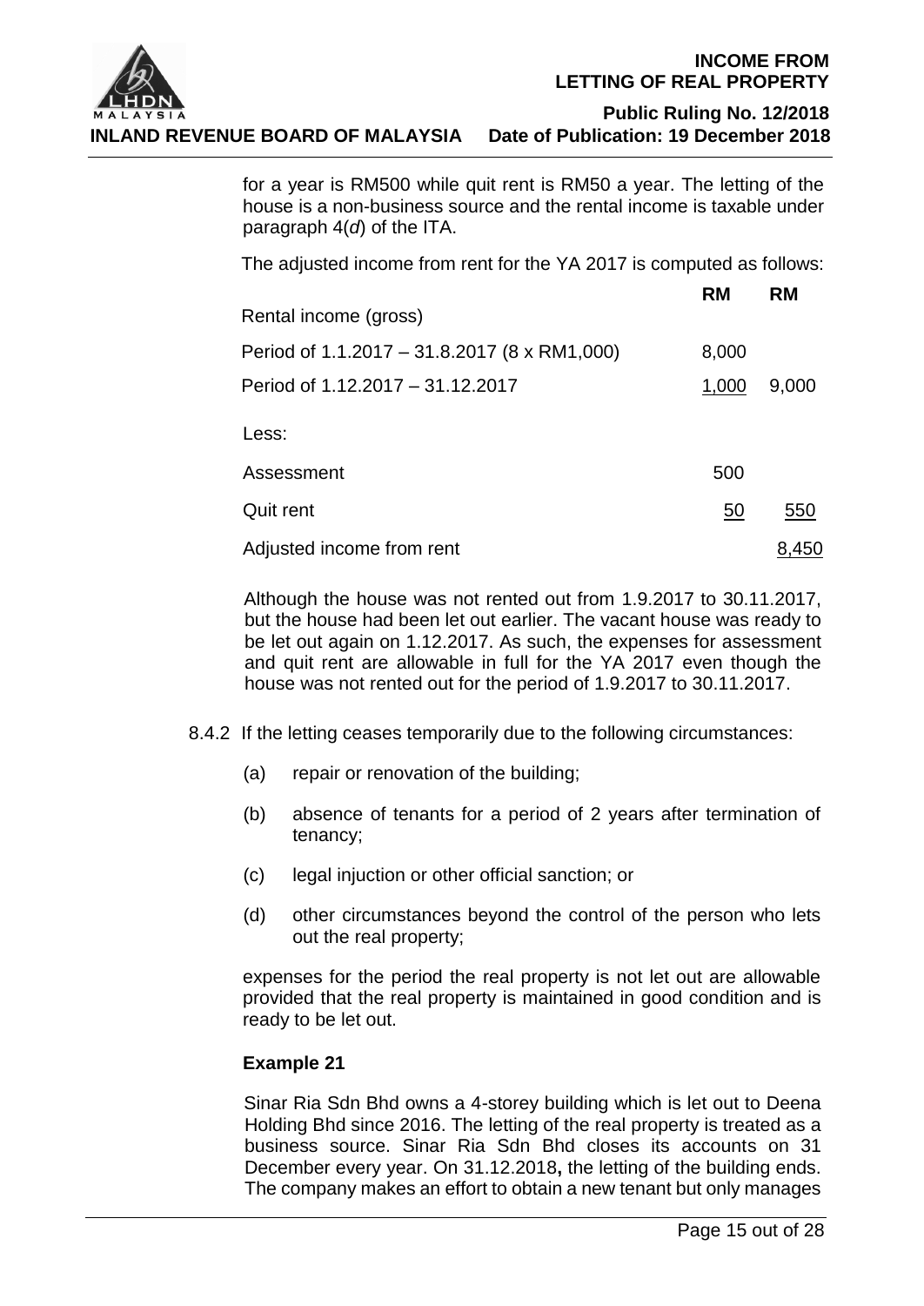for a year is RM500 while quit rent is RM50 a year. The letting of the house is a non-business source and the rental income is taxable under paragraph 4(*d*) of the ITA.

The adjusted income from rent for the YA 2017 is computed as follows:

| | RM | RM |
|---|---|---|
| Rental income (gross) | | |
| Period of 1.1.2017 – 31.8.2017 (8 x RM1,000) | 8,000 | |
| Period of 1.12.2017 – 31.12.2017 | 1,000 | 9,000 |
| Less: | | |
| Assessment | 500 | |
| Quit rent | 50 | 550 |
| Adjusted income from rent | | 8,450 |

Although the house was not rented out from 1.9.2017 to 30.11.2017, but the house had been let out earlier. The vacant house was ready to be let out again on 1.12.2017. As such, the expenses for assessment and quit rent are allowable in full for the YA 2017 even though the house was not rented out for the period of 1.9.2017 to 30.11.2017.

8.4.2 If the letting ceases temporarily due to the following circumstances:

(a) repair or renovation of the building;

(b) absence of tenants for a period of 2 years after termination of tenancy;

(c) legal injuction or other official sanction; or

(d) other circumstances beyond the control of the person who lets out the real property;

expenses for the period the real property is not let out are allowable provided that the real property is maintained in good condition and is ready to be let out.

**Example 21**

Sinar Ria Sdn Bhd owns a 4-storey building which is let out to Deena Holding Bhd since 2016. The letting of the real property is treated as a business source. Sinar Ria Sdn Bhd closes its accounts on 31 December every year. On 31.12.2018**,** the letting of the building ends. The company makes an effort to obtain a new tenant but only manages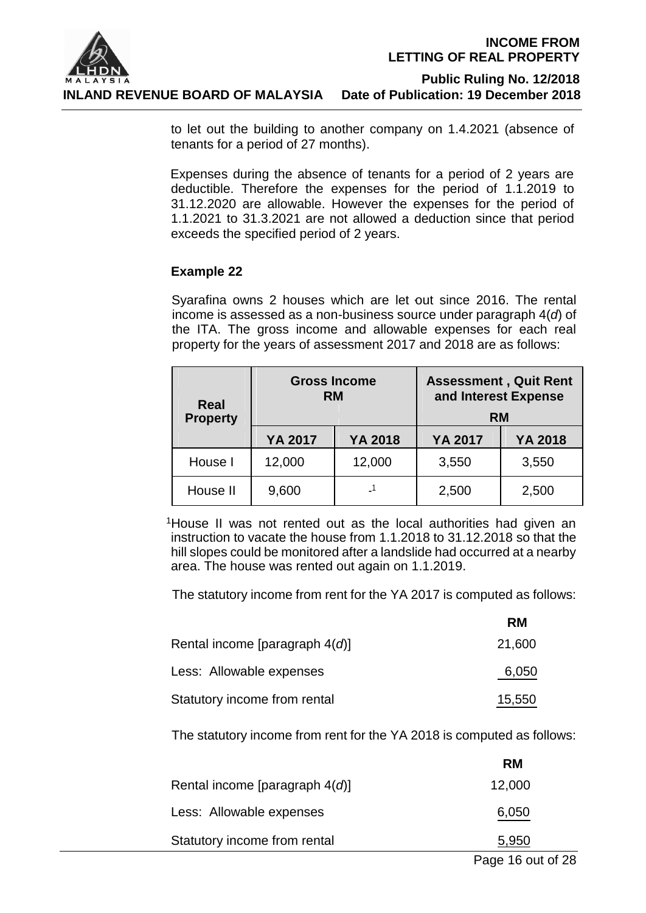to let out the building to another company on 1.4.2021 (absence of tenants for a period of 27 months).

Expenses during the absence of tenants for a period of 2 years are deductible. Therefore the expenses for the period of 1.1.2019 to 31.12.2020 are allowable. However the expenses for the period of 1.1.2021 to 31.3.2021 are not allowed a deduction since that period exceeds the specified period of 2 years.

**Example 22**

Syarafina owns 2 houses which are let out since 2016. The rental income is assessed as a non-business source under paragraph 4(*d*) of the ITA. The gross income and allowable expenses for each real property for the years of assessment 2017 and 2018 are as follows:

| Real Property | Gross Income RM | | Assessment , Quit Rent and Interest Expense RM | |
|---|---|---|---|---|
| | YA 2017 | YA 2018 | YA 2017 | YA 2018 |
| House I | 12,000 | 12,000 | 3,550 | 3,550 |
| House II | 9,600 | -[1] | 2,500 | 2,500 |

[1]House II was not rented out as the local authorities had given an instruction to vacate the house from 1.1.2018 to 31.12.2018 so that the hill slopes could be monitored after a landslide had occurred at a nearby area. The house was rented out again on 1.1.2019.

The statutory income from rent for the YA 2017 is computed as follows:

| | RM |
|---|---|
| Rental income [paragraph 4(*d*)] | 21,600 |
| Less: Allowable expenses | 6,050 |
| Statutory income from rental | 15,550 |

The statutory income from rent for the YA 2018 is computed as follows:

| | RM |
|---|---|
| Rental income [paragraph 4(*d*)] | 12,000 |
| Less: Allowable expenses | 6,050 |
| Statutory income from rental | 5,950 |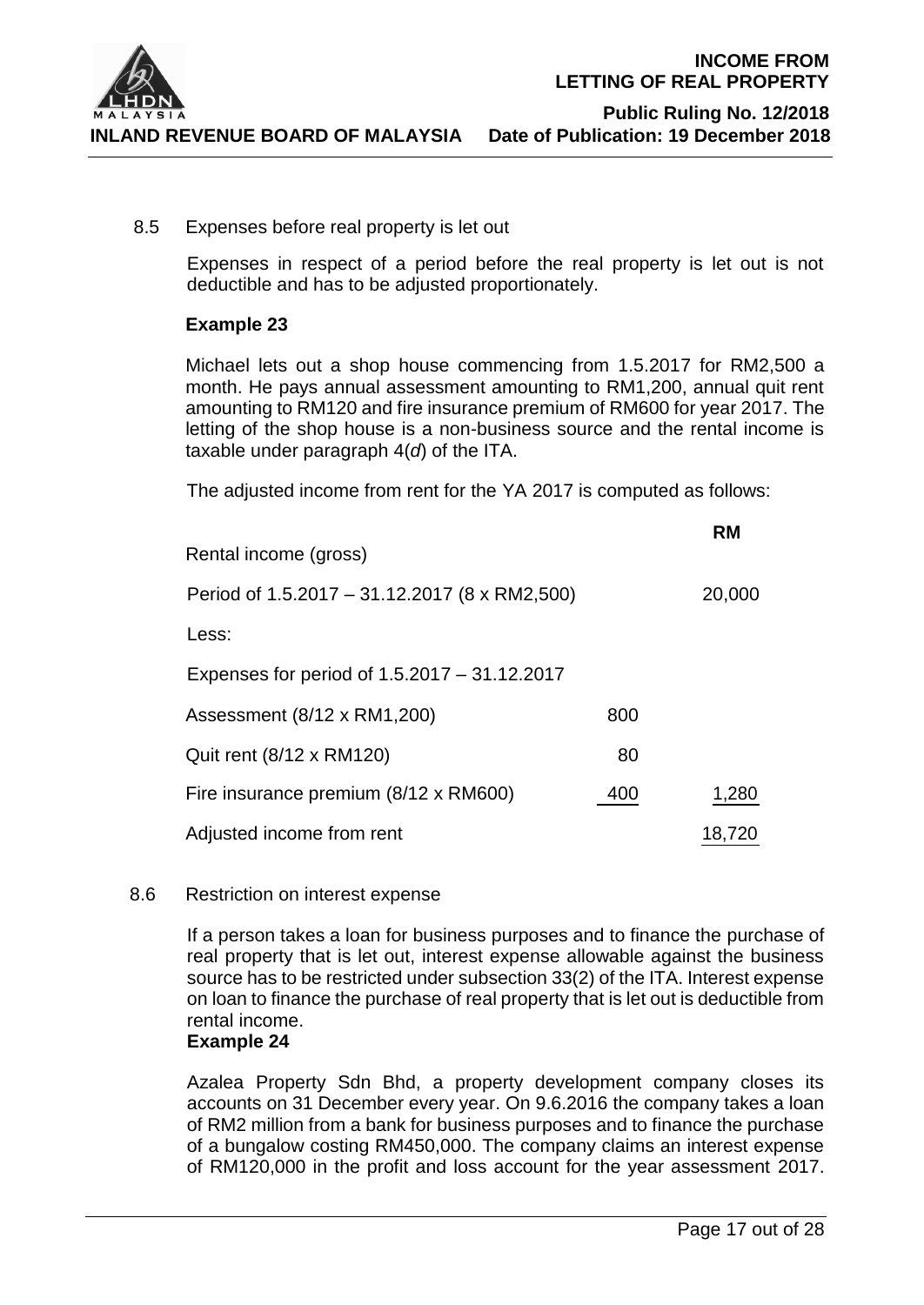### 8.5 Expenses before real property is let out

Expenses in respect of a period before the real property is let out is not deductible and has to be adjusted proportionately.

**Example 23**

Michael lets out a shop house commencing from 1.5.2017 for RM2,500 a month. He pays annual assessment amounting to RM1,200, annual quit rent amounting to RM120 and fire insurance premium of RM600 for year 2017. The letting of the shop house is a non-business source and the rental income is taxable under paragraph 4(*d*) of the ITA.

The adjusted income from rent for the YA 2017 is computed as follows:

| | | **RM** |
|---|---|---|
| Rental income (gross) | | |
| Period of 1.5.2017 – 31.12.2017 (8 x RM2,500) | | 20,000 |
| Less: | | |
| Expenses for period of 1.5.2017 – 31.12.2017 | | |
| Assessment (8/12 x RM1,200) | 800 | |
| Quit rent (8/12 x RM120) | 80 | |
| Fire insurance premium (8/12 x RM600) | 400 | 1,280 |
| Adjusted income from rent | | 18,720 |

### 8.6 Restriction on interest expense

If a person takes a loan for business purposes and to finance the purchase of real property that is let out, interest expense allowable against the business source has to be restricted under subsection 33(2) of the ITA. Interest expense on loan to finance the purchase of real property that is let out is deductible from rental income.

**Example 24**

Azalea Property Sdn Bhd, a property development company closes its accounts on 31 December every year. On 9.6.2016 the company takes a loan of RM2 million from a bank for business purposes and to finance the purchase of a bungalow costing RM450,000. The company claims an interest expense of RM120,000 in the profit and loss account for the year assessment 2017.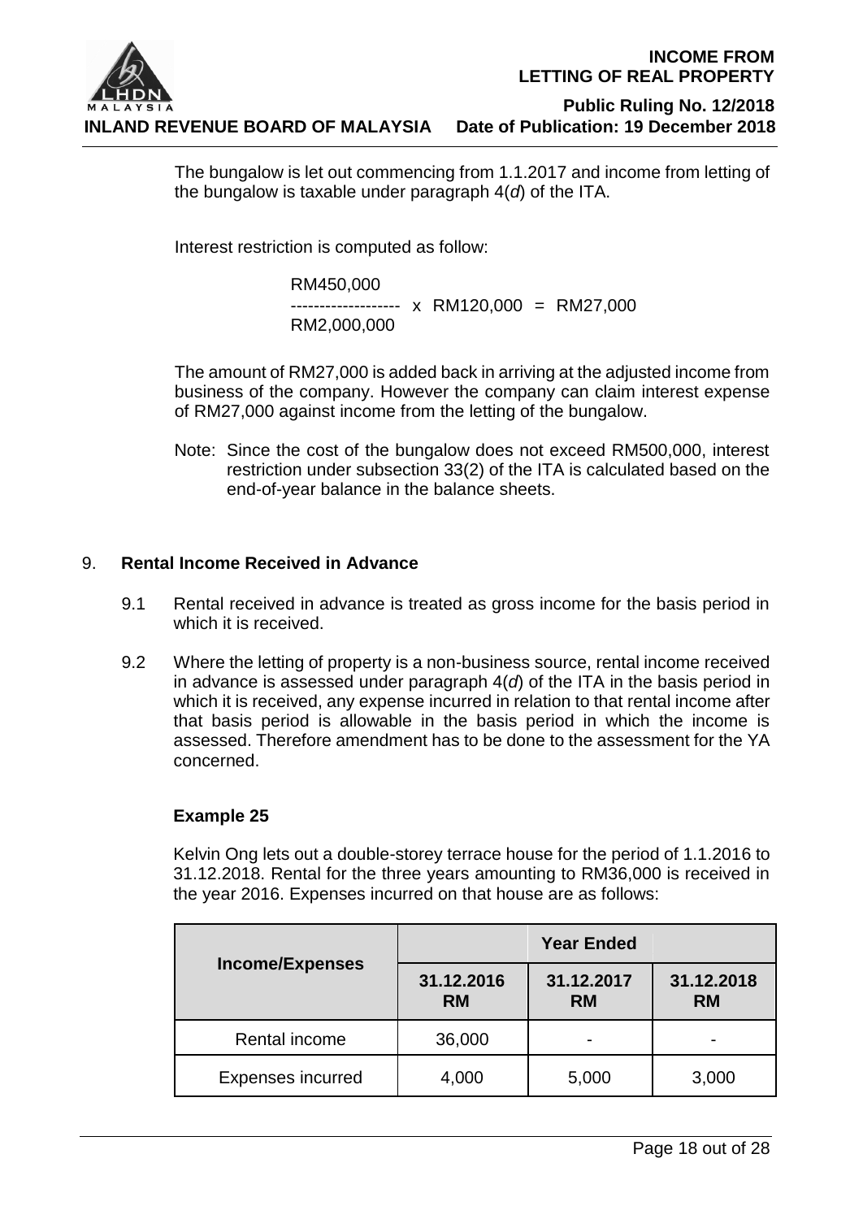The bungalow is let out commencing from 1.1.2017 and income from letting of the bungalow is taxable under paragraph 4(*d*) of the ITA.

Interest restriction is computed as follow:

$$\frac{\text{RM450,000}}{\text{RM2,000,000}} \times \text{RM120,000} = \text{RM27,000}$$

The amount of RM27,000 is added back in arriving at the adjusted income from business of the company. However the company can claim interest expense of RM27,000 against income from the letting of the bungalow.

Note: Since the cost of the bungalow does not exceed RM500,000, interest restriction under subsection 33(2) of the ITA is calculated based on the end-of-year balance in the balance sheets.

## 9. Rental Income Received in Advance

9.1 Rental received in advance is treated as gross income for the basis period in which it is received.

9.2 Where the letting of property is a non-business source, rental income received in advance is assessed under paragraph 4(*d*) of the ITA in the basis period in which it is received, any expense incurred in relation to that rental income after that basis period is allowable in the basis period in which the income is assessed. Therefore amendment has to be done to the assessment for the YA concerned.

### Example 25

Kelvin Ong lets out a double-storey terrace house for the period of 1.1.2016 to 31.12.2018. Rental for the three years amounting to RM36,000 is received in the year 2016. Expenses incurred on that house are as follows:

| Income/Expenses | Year Ended | | |
|---|---|---|---|
| | 31.12.2016 RM | 31.12.2017 RM | 31.12.2018 RM |
| Rental income | 36,000 | - | - |
| Expenses incurred | 4,000 | 5,000 | 3,000 |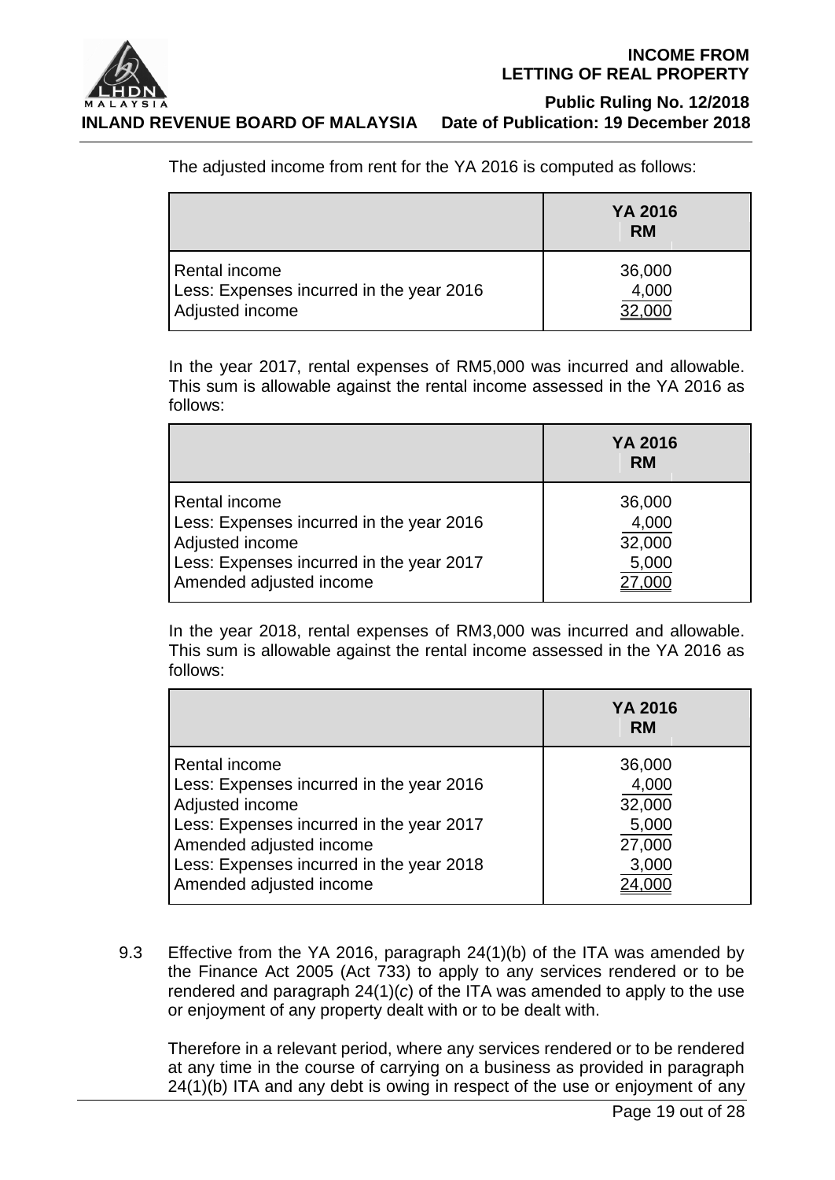The adjusted income from rent for the YA 2016 is computed as follows:

| | YA 2016<br>RM |
|---|---|
| Rental income | 36,000 |
| Less: Expenses incurred in the year 2016 | 4,000 |
| Adjusted income | 32,000 |

In the year 2017, rental expenses of RM5,000 was incurred and allowable. This sum is allowable against the rental income assessed in the YA 2016 as follows:

| | YA 2016<br>RM |
|---|---|
| Rental income | 36,000 |
| Less: Expenses incurred in the year 2016 | 4,000 |
| Adjusted income | 32,000 |
| Less: Expenses incurred in the year 2017 | 5,000 |
| Amended adjusted income | 27,000 |

In the year 2018, rental expenses of RM3,000 was incurred and allowable. This sum is allowable against the rental income assessed in the YA 2016 as follows:

| | YA 2016<br>RM |
|---|---|
| Rental income | 36,000 |
| Less: Expenses incurred in the year 2016 | 4,000 |
| Adjusted income | 32,000 |
| Less: Expenses incurred in the year 2017 | 5,000 |
| Amended adjusted income | 27,000 |
| Less: Expenses incurred in the year 2018 | 3,000 |
| Amended adjusted income | 24,000 |

9.3 Effective from the YA 2016, paragraph 24(1)(b) of the ITA was amended by the Finance Act 2005 (Act 733) to apply to any services rendered or to be rendered and paragraph 24(1)(*c*) of the ITA was amended to apply to the use or enjoyment of any property dealt with or to be dealt with.

Therefore in a relevant period, where any services rendered or to be rendered at any time in the course of carrying on a business as provided in paragraph 24(1)(b) ITA and any debt is owing in respect of the use or enjoyment of any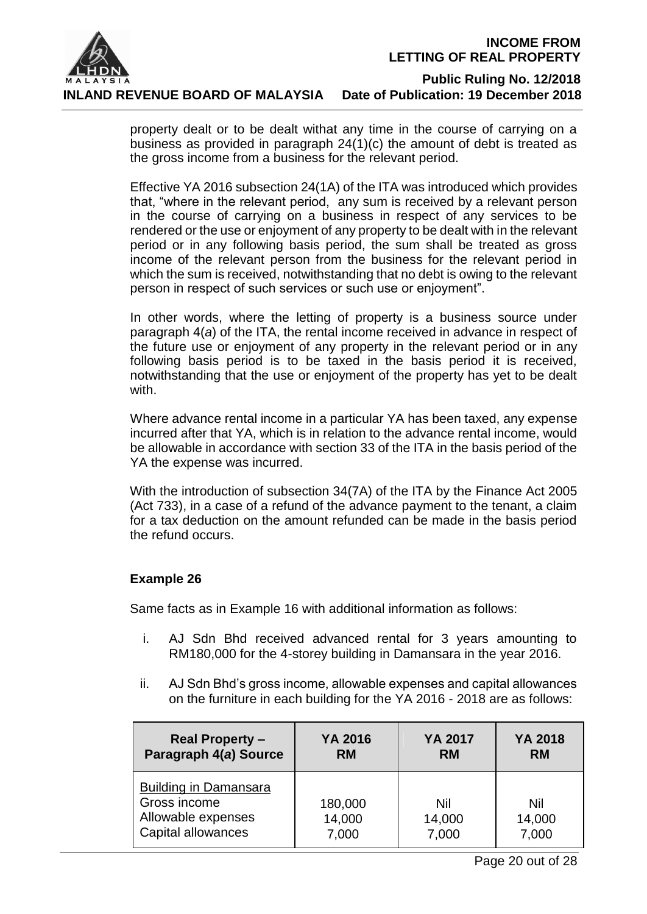property dealt or to be dealt withat any time in the course of carrying on a business as provided in paragraph 24(1)(c) the amount of debt is treated as the gross income from a business for the relevant period.

Effective YA 2016 subsection 24(1A) of the ITA was introduced which provides that, "where in the relevant period, any sum is received by a relevant person in the course of carrying on a business in respect of any services to be rendered or the use or enjoyment of any property to be dealt with in the relevant period or in any following basis period, the sum shall be treated as gross income of the relevant person from the business for the relevant period in which the sum is received, notwithstanding that no debt is owing to the relevant person in respect of such services or such use or enjoyment".

In other words, where the letting of property is a business source under paragraph 4(*a*) of the ITA, the rental income received in advance in respect of the future use or enjoyment of any property in the relevant period or in any following basis period is to be taxed in the basis period it is received, notwithstanding that the use or enjoyment of the property has yet to be dealt with.

Where advance rental income in a particular YA has been taxed, any expense incurred after that YA, which is in relation to the advance rental income, would be allowable in accordance with section 33 of the ITA in the basis period of the YA the expense was incurred.

With the introduction of subsection 34(7A) of the ITA by the Finance Act 2005 (Act 733), in a case of a refund of the advance payment to the tenant, a claim for a tax deduction on the amount refunded can be made in the basis period the refund occurs.

**Example 26**

Same facts as in Example 16 with additional information as follows:

i. AJ Sdn Bhd received advanced rental for 3 years amounting to RM180,000 for the 4-storey building in Damansara in the year 2016.

ii. AJ Sdn Bhd's gross income, allowable expenses and capital allowances on the furniture in each building for the YA 2016 - 2018 are as follows:

| Real Property – Paragraph 4(*a*) Source | YA 2016 RM | YA 2017 RM | YA 2018 RM |
|---|---|---|---|
| Building in Damansara | | | |
| Gross income | 180,000 | Nil | Nil |
| Allowable expenses | 14,000 | 14,000 | 14,000 |
| Capital allowances | 7,000 | 7,000 | 7,000 |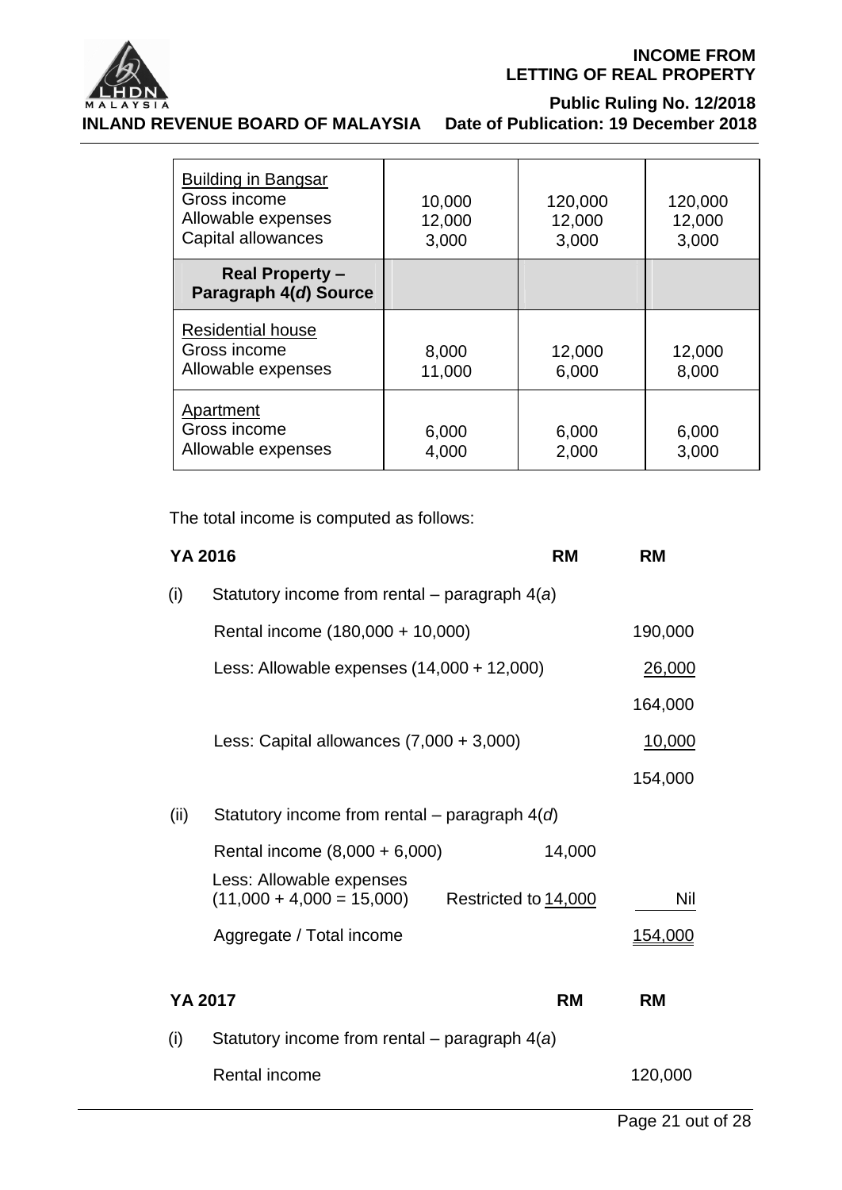| | | | |
|---|---|---|---|
| Building in Bangsar<br>Gross income<br>Allowable expenses<br>Capital allowances | 10,000<br>12,000<br>3,000 | 120,000<br>12,000<br>3,000 | 120,000<br>12,000<br>3,000 |
| **Real Property – Paragraph 4(*d*) Source** | | | |
| Residential house<br>Gross income<br>Allowable expenses | 8,000<br>11,000 | 12,000<br>6,000 | 12,000<br>8,000 |
| Apartment<br>Gross income<br>Allowable expenses | 6,000<br>4,000 | 6,000<br>2,000 | 6,000<br>3,000 |

The total income is computed as follows:

| **YA 2016** | **RM** | **RM** |
|---|---|---|
| (i) Statutory income from rental – paragraph 4(*a*) | | |
| Rental income (180,000 + 10,000) | | 190,000 |
| Less: Allowable expenses (14,000 + 12,000) | | 26,000 |
| | | 164,000 |
| Less: Capital allowances (7,000 + 3,000) | | 10,000 |
| | | 154,000 |
| (ii) Statutory income from rental – paragraph 4(*d*) | | |
| Rental income (8,000 + 6,000) | 14,000 | |
| Less: Allowable expenses (11,000 + 4,000 = 15,000) | Restricted to 14,000 | Nil |
| Aggregate / Total income | | 154,000 |

| **YA 2017** | **RM** | **RM** |
|---|---|---|
| (i) Statutory income from rental – paragraph 4(*a*) | | |
| Rental income | | 120,000 |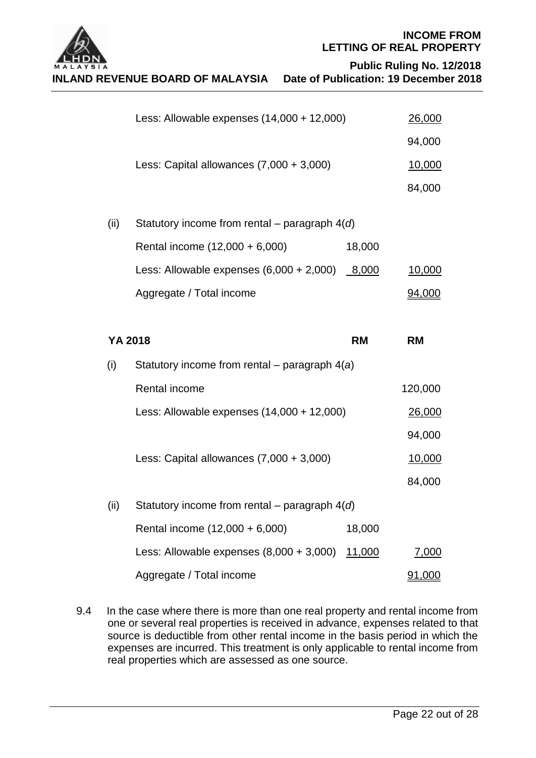| | | RM | RM |
|---|---|---|---|
| | Less: Allowable expenses (14,000 + 12,000) | | 26,000 |
| | | | 94,000 |
| | Less: Capital allowances (7,000 + 3,000) | | 10,000 |
| | | | 84,000 |
| (ii) | Statutory income from rental – paragraph 4(*d*) | | |
| | Rental income (12,000 + 6,000) | 18,000 | |
| | Less: Allowable expenses (6,000 + 2,000) | 8,000 | 10,000 |
| | Aggregate / Total income | | 94,000 |

| **YA 2018** | | **RM** | **RM** |
|---|---|---|---|
| (i) | Statutory income from rental – paragraph 4(*a*) | | |
| | Rental income | | 120,000 |
| | Less: Allowable expenses (14,000 + 12,000) | | 26,000 |
| | | | 94,000 |
| | Less: Capital allowances (7,000 + 3,000) | | 10,000 |
| | | | 84,000 |
| (ii) | Statutory income from rental – paragraph 4(*d*) | | |
| | Rental income (12,000 + 6,000) | 18,000 | |
| | Less: Allowable expenses (8,000 + 3,000) | 11,000 | 7,000 |
| | Aggregate / Total income | | 91,000 |

9.4 In the case where there is more than one real property and rental income from one or several real properties is received in advance, expenses related to that source is deductible from other rental income in the basis period in which the expenses are incurred. This treatment is only applicable to rental income from real properties which are assessed as one source.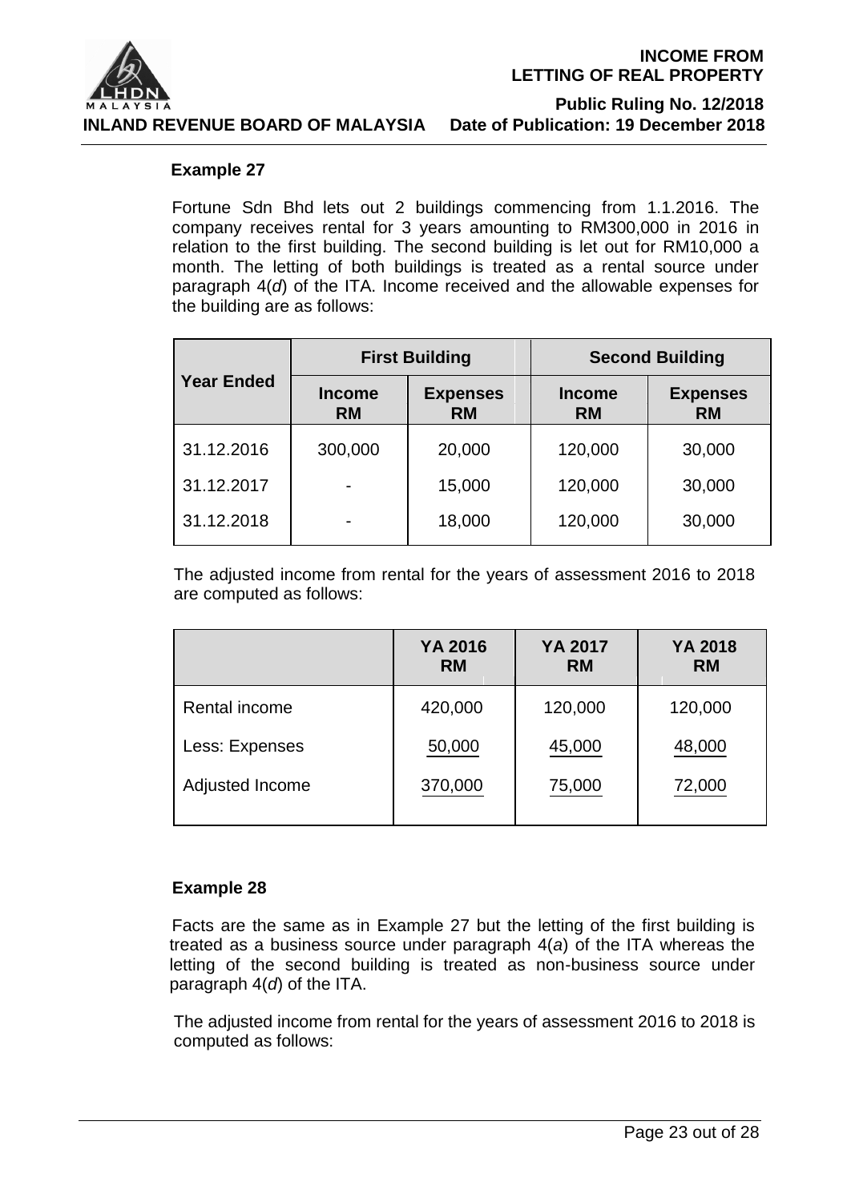### Example 27

Fortune Sdn Bhd lets out 2 buildings commencing from 1.1.2016. The company receives rental for 3 years amounting to RM300,000 in 2016 in relation to the first building. The second building is let out for RM10,000 a month. The letting of both buildings is treated as a rental source under paragraph 4(*d*) of the ITA. Income received and the allowable expenses for the building are as follows:

| Year Ended | First Building | | Second Building | |
|---|---|---|---|---|
| | Income RM | Expenses RM | Income RM | Expenses RM |
| 31.12.2016 | 300,000 | 20,000 | 120,000 | 30,000 |
| 31.12.2017 | - | 15,000 | 120,000 | 30,000 |
| 31.12.2018 | - | 18,000 | 120,000 | 30,000 |

The adjusted income from rental for the years of assessment 2016 to 2018 are computed as follows:

| | YA 2016 RM | YA 2017 RM | YA 2018 RM |
|---|---|---|---|
| Rental income | 420,000 | 120,000 | 120,000 |
| Less: Expenses | 50,000 | 45,000 | 48,000 |
| Adjusted Income | 370,000 | 75,000 | 72,000 |

### Example 28

Facts are the same as in Example 27 but the letting of the first building is treated as a business source under paragraph 4(*a*) of the ITA whereas the letting of the second building is treated as non-business source under paragraph 4(*d*) of the ITA.

The adjusted income from rental for the years of assessment 2016 to 2018 is computed as follows: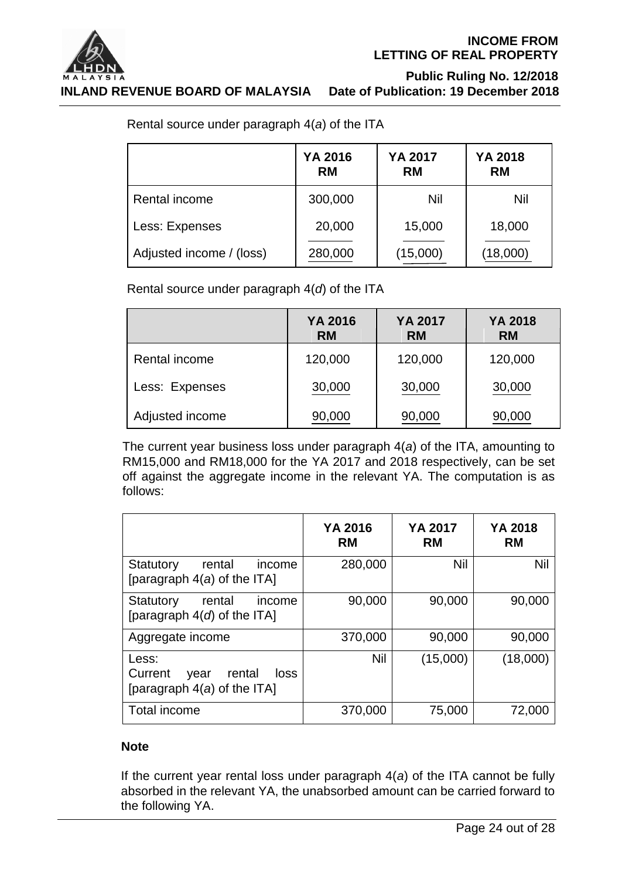Rental source under paragraph 4(*a*) of the ITA

| | YA 2016 RM | YA 2017 RM | YA 2018 RM |
|---|---|---|---|
| Rental income | 300,000 | Nil | Nil |
| Less: Expenses | 20,000 | 15,000 | 18,000 |
| Adjusted income / (loss) | 280,000 | (15,000) | (18,000) |

Rental source under paragraph 4(*d*) of the ITA

| | YA 2016 RM | YA 2017 RM | YA 2018 RM |
|---|---|---|---|
| Rental income | 120,000 | 120,000 | 120,000 |
| Less: Expenses | 30,000 | 30,000 | 30,000 |
| Adjusted income | 90,000 | 90,000 | 90,000 |

The current year business loss under paragraph 4(*a*) of the ITA, amounting to RM15,000 and RM18,000 for the YA 2017 and 2018 respectively, can be set off against the aggregate income in the relevant YA. The computation is as follows:

| | YA 2016 RM | YA 2017 RM | YA 2018 RM |
|---|---|---|---|
| Statutory rental income [paragraph 4(*a*) of the ITA] | 280,000 | Nil | Nil |
| Statutory rental income [paragraph 4(*d*) of the ITA] | 90,000 | 90,000 | 90,000 |
| Aggregate income | 370,000 | 90,000 | 90,000 |
| Less: Current year rental loss [paragraph 4(*a*) of the ITA] | Nil | (15,000) | (18,000) |
| Total income | 370,000 | 75,000 | 72,000 |

**Note**

If the current year rental loss under paragraph 4(*a*) of the ITA cannot be fully absorbed in the relevant YA, the unabsorbed amount can be carried forward to the following YA.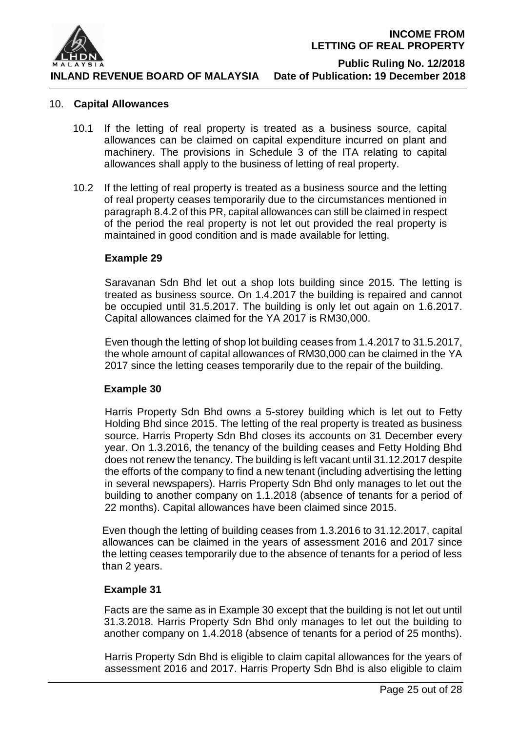## 10. Capital Allowances

10.1 If the letting of real property is treated as a business source, capital allowances can be claimed on capital expenditure incurred on plant and machinery. The provisions in Schedule 3 of the ITA relating to capital allowances shall apply to the business of letting of real property.

10.2 If the letting of real property is treated as a business source and the letting of real property ceases temporarily due to the circumstances mentioned in paragraph 8.4.2 of this PR, capital allowances can still be claimed in respect of the period the real property is not let out provided the real property is maintained in good condition and is made available for letting.

**Example 29**

Saravanan Sdn Bhd let out a shop lots building since 2015. The letting is treated as business source. On 1.4.2017 the building is repaired and cannot be occupied until 31.5.2017. The building is only let out again on 1.6.2017. Capital allowances claimed for the YA 2017 is RM30,000.

Even though the letting of shop lot building ceases from 1.4.2017 to 31.5.2017, the whole amount of capital allowances of RM30,000 can be claimed in the YA 2017 since the letting ceases temporarily due to the repair of the building.

**Example 30**

Harris Property Sdn Bhd owns a 5-storey building which is let out to Fetty Holding Bhd since 2015. The letting of the real property is treated as business source. Harris Property Sdn Bhd closes its accounts on 31 December every year. On 1.3.2016, the tenancy of the building ceases and Fetty Holding Bhd does not renew the tenancy. The building is left vacant until 31.12.2017 despite the efforts of the company to find a new tenant (including advertising the letting in several newspapers). Harris Property Sdn Bhd only manages to let out the building to another company on 1.1.2018 (absence of tenants for a period of 22 months). Capital allowances have been claimed since 2015.

Even though the letting of building ceases from 1.3.2016 to 31.12.2017, capital allowances can be claimed in the years of assessment 2016 and 2017 since the letting ceases temporarily due to the absence of tenants for a period of less than 2 years.

**Example 31**

Facts are the same as in Example 30 except that the building is not let out until 31.3.2018. Harris Property Sdn Bhd only manages to let out the building to another company on 1.4.2018 (absence of tenants for a period of 25 months).

Harris Property Sdn Bhd is eligible to claim capital allowances for the years of assessment 2016 and 2017. Harris Property Sdn Bhd is also eligible to claim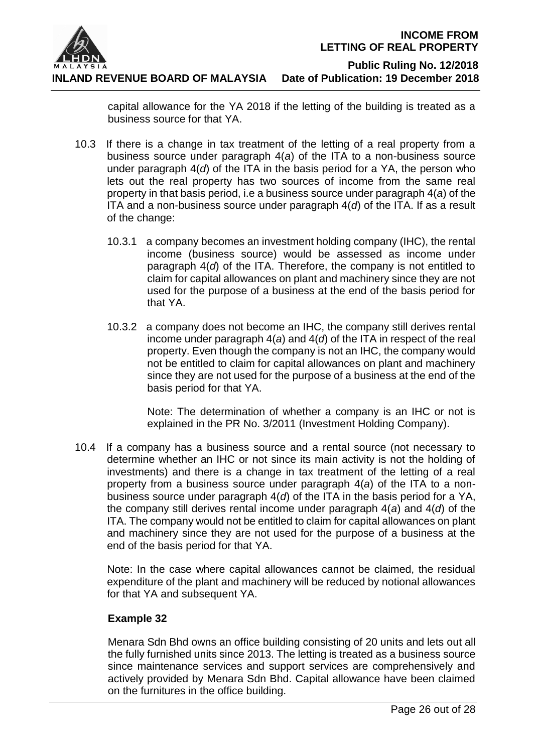capital allowance for the YA 2018 if the letting of the building is treated as a business source for that YA.

10.3 If there is a change in tax treatment of the letting of a real property from a business source under paragraph 4(*a*) of the ITA to a non-business source under paragraph 4(*d*) of the ITA in the basis period for a YA, the person who lets out the real property has two sources of income from the same real property in that basis period, i.e a business source under paragraph 4(*a*) of the ITA and a non-business source under paragraph 4(*d*) of the ITA. If as a result of the change:

10.3.1 a company becomes an investment holding company (IHC), the rental income (business source) would be assessed as income under paragraph 4(*d*) of the ITA. Therefore, the company is not entitled to claim for capital allowances on plant and machinery since they are not used for the purpose of a business at the end of the basis period for that YA.

10.3.2 a company does not become an IHC, the company still derives rental income under paragraph 4(*a*) and 4(*d*) of the ITA in respect of the real property. Even though the company is not an IHC, the company would not be entitled to claim for capital allowances on plant and machinery since they are not used for the purpose of a business at the end of the basis period for that YA.

Note: The determination of whether a company is an IHC or not is explained in the PR No. 3/2011 (Investment Holding Company).

10.4 If a company has a business source and a rental source (not necessary to determine whether an IHC or not since its main activity is not the holding of investments) and there is a change in tax treatment of the letting of a real property from a business source under paragraph 4(*a*) of the ITA to a non-business source under paragraph 4(*d*) of the ITA in the basis period for a YA, the company still derives rental income under paragraph 4(*a*) and 4(*d*) of the ITA. The company would not be entitled to claim for capital allowances on plant and machinery since they are not used for the purpose of a business at the end of the basis period for that YA.

Note: In the case where capital allowances cannot be claimed, the residual expenditure of the plant and machinery will be reduced by notional allowances for that YA and subsequent YA.

**Example 32**

Menara Sdn Bhd owns an office building consisting of 20 units and lets out all the fully furnished units since 2013. The letting is treated as a business source since maintenance services and support services are comprehensively and actively provided by Menara Sdn Bhd. Capital allowance have been claimed on the furnitures in the office building.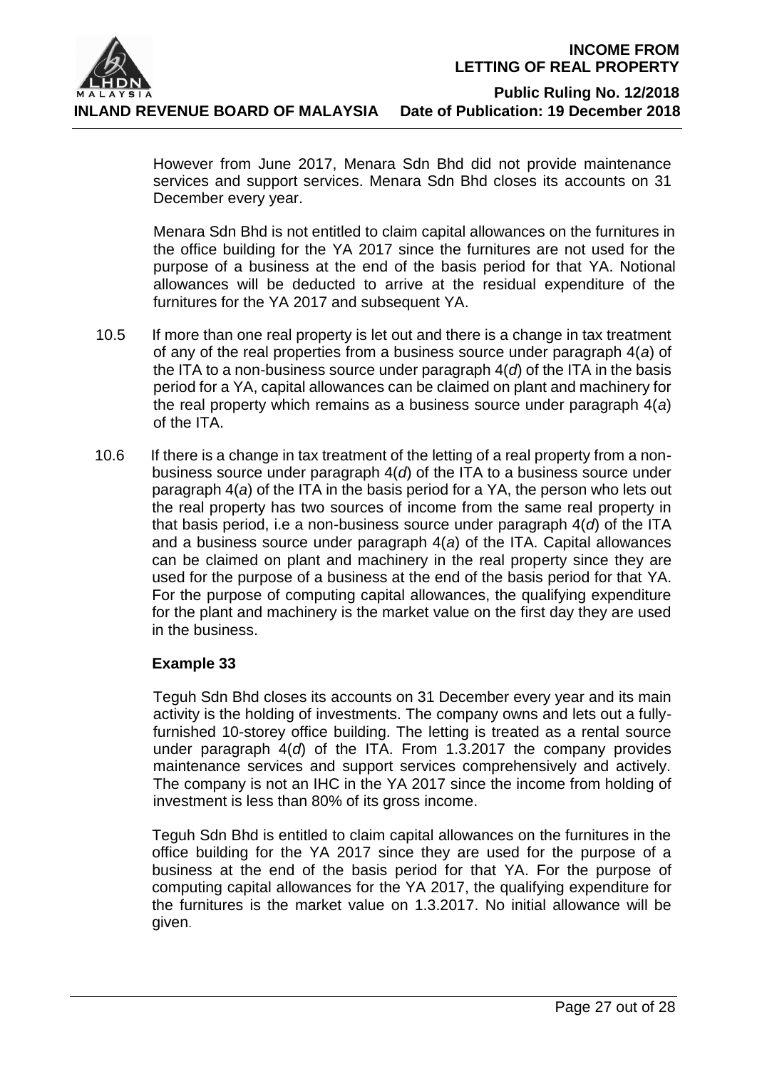However from June 2017, Menara Sdn Bhd did not provide maintenance services and support services. Menara Sdn Bhd closes its accounts on 31 December every year.

Menara Sdn Bhd is not entitled to claim capital allowances on the furnitures in the office building for the YA 2017 since the furnitures are not used for the purpose of a business at the end of the basis period for that YA. Notional allowances will be deducted to arrive at the residual expenditure of the furnitures for the YA 2017 and subsequent YA.

10.5 If more than one real property is let out and there is a change in tax treatment of any of the real properties from a business source under paragraph 4(*a*) of the ITA to a non-business source under paragraph 4(*d*) of the ITA in the basis period for a YA, capital allowances can be claimed on plant and machinery for the real property which remains as a business source under paragraph 4(*a*) of the ITA.

10.6 If there is a change in tax treatment of the letting of a real property from a non-business source under paragraph 4(*d*) of the ITA to a business source under paragraph 4(*a*) of the ITA in the basis period for a YA, the person who lets out the real property has two sources of income from the same real property in that basis period, i.e a non-business source under paragraph 4(*d*) of the ITA and a business source under paragraph 4(*a*) of the ITA. Capital allowances can be claimed on plant and machinery in the real property since they are used for the purpose of a business at the end of the basis period for that YA. For the purpose of computing capital allowances, the qualifying expenditure for the plant and machinery is the market value on the first day they are used in the business.

**Example 33**

Teguh Sdn Bhd closes its accounts on 31 December every year and its main activity is the holding of investments. The company owns and lets out a fully-furnished 10-storey office building. The letting is treated as a rental source under paragraph 4(*d*) of the ITA. From 1.3.2017 the company provides maintenance services and support services comprehensively and actively. The company is not an IHC in the YA 2017 since the income from holding of investment is less than 80% of its gross income.

Teguh Sdn Bhd is entitled to claim capital allowances on the furnitures in the office building for the YA 2017 since they are used for the purpose of a business at the end of the basis period for that YA. For the purpose of computing capital allowances for the YA 2017, the qualifying expenditure for the furnitures is the market value on 1.3.2017. No initial allowance will be given.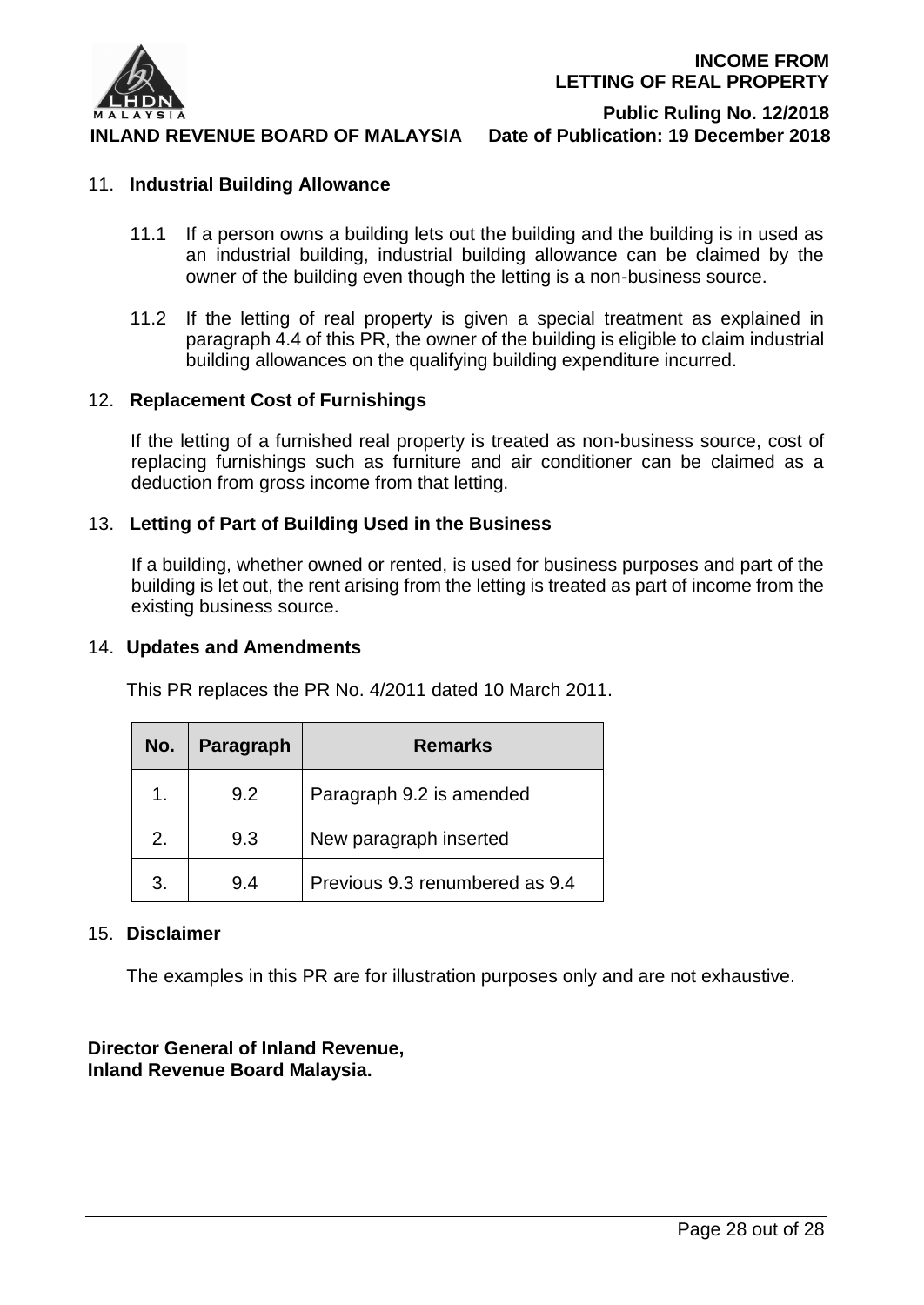## 11. Industrial Building Allowance

11.1 If a person owns a building lets out the building and the building is in used as an industrial building, industrial building allowance can be claimed by the owner of the building even though the letting is a non-business source.

11.2 If the letting of real property is given a special treatment as explained in paragraph 4.4 of this PR, the owner of the building is eligible to claim industrial building allowances on the qualifying building expenditure incurred.

## 12. Replacement Cost of Furnishings

If the letting of a furnished real property is treated as non-business source, cost of replacing furnishings such as furniture and air conditioner can be claimed as a deduction from gross income from that letting.

## 13. Letting of Part of Building Used in the Business

If a building, whether owned or rented, is used for business purposes and part of the building is let out, the rent arising from the letting is treated as part of income from the existing business source.

## 14. Updates and Amendments

This PR replaces the PR No. 4/2011 dated 10 March 2011.

| No. | Paragraph | Remarks |
|---|---|---|
| 1. | 9.2 | Paragraph 9.2 is amended |
| 2. | 9.3 | New paragraph inserted |
| 3. | 9.4 | Previous 9.3 renumbered as 9.4 |

## 15. Disclaimer

The examples in this PR are for illustration purposes only and are not exhaustive.

**Director General of Inland Revenue,**
**Inland Revenue Board Malaysia.**